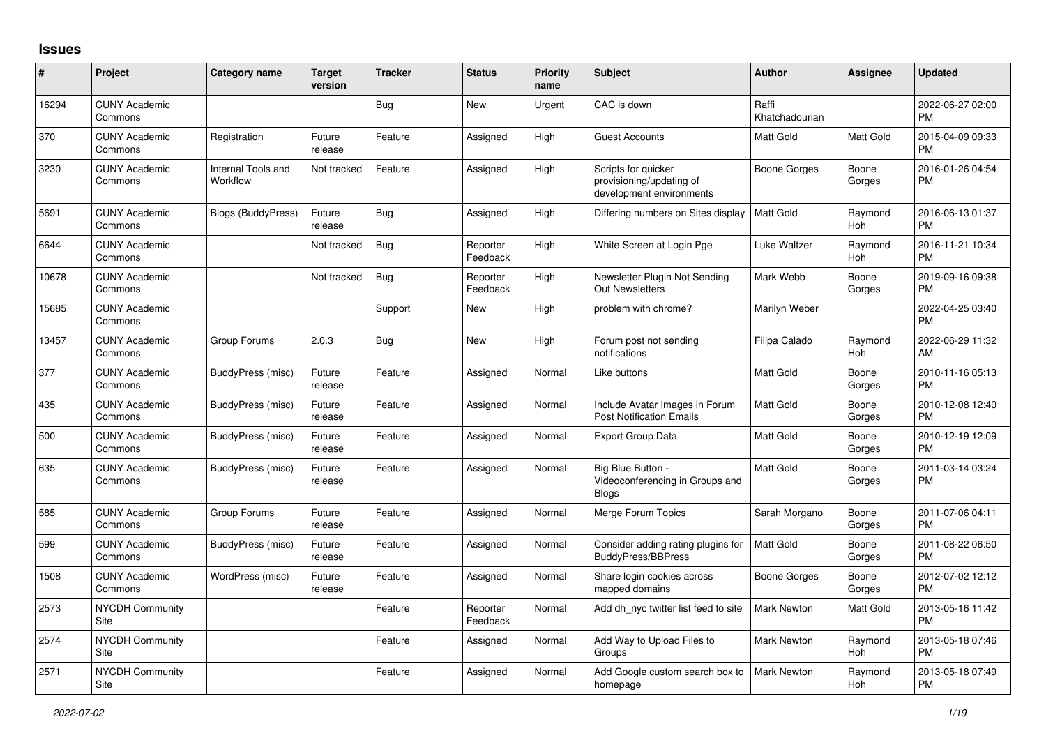# Issues

| # | Project | Category name | Target version | Tracker | Status | Priority name | Subject | Author | Assignee | Updated |
|---|---|---|---|---|---|---|---|---|---|---|
| 16294 | CUNY Academic Commons | | | Bug | New | Urgent | CAC is down | Raffi Khatchadourian | | 2022-06-27 02:00 PM |
| 370 | CUNY Academic Commons | Registration | Future release | Feature | Assigned | High | Guest Accounts | Matt Gold | Matt Gold | 2015-04-09 09:33 PM |
| 3230 | CUNY Academic Commons | Internal Tools and Workflow | Not tracked | Feature | Assigned | High | Scripts for quicker provisioning/updating of development environments | Boone Gorges | Boone Gorges | 2016-01-26 04:54 PM |
| 5691 | CUNY Academic Commons | Blogs (BuddyPress) | Future release | Bug | Assigned | High | Differing numbers on Sites display | Matt Gold | Raymond Hoh | 2016-06-13 01:37 PM |
| 6644 | CUNY Academic Commons | | Not tracked | Bug | Reporter Feedback | High | White Screen at Login Pge | Luke Waltzer | Raymond Hoh | 2016-11-21 10:34 PM |
| 10678 | CUNY Academic Commons | | Not tracked | Bug | Reporter Feedback | High | Newsletter Plugin Not Sending Out Newsletters | Mark Webb | Boone Gorges | 2019-09-16 09:38 PM |
| 15685 | CUNY Academic Commons | | | Support | New | High | problem with chrome? | Marilyn Weber | | 2022-04-25 03:40 PM |
| 13457 | CUNY Academic Commons | Group Forums | 2.0.3 | Bug | New | High | Forum post not sending notifications | Filipa Calado | Raymond Hoh | 2022-06-29 11:32 AM |
| 377 | CUNY Academic Commons | BuddyPress (misc) | Future release | Feature | Assigned | Normal | Like buttons | Matt Gold | Boone Gorges | 2010-11-16 05:13 PM |
| 435 | CUNY Academic Commons | BuddyPress (misc) | Future release | Feature | Assigned | Normal | Include Avatar Images in Forum Post Notification Emails | Matt Gold | Boone Gorges | 2010-12-08 12:40 PM |
| 500 | CUNY Academic Commons | BuddyPress (misc) | Future release | Feature | Assigned | Normal | Export Group Data | Matt Gold | Boone Gorges | 2010-12-19 12:09 PM |
| 635 | CUNY Academic Commons | BuddyPress (misc) | Future release | Feature | Assigned | Normal | Big Blue Button - Videoconferencing in Groups and Blogs | Matt Gold | Boone Gorges | 2011-03-14 03:24 PM |
| 585 | CUNY Academic Commons | Group Forums | Future release | Feature | Assigned | Normal | Merge Forum Topics | Sarah Morgano | Boone Gorges | 2011-07-06 04:11 PM |
| 599 | CUNY Academic Commons | BuddyPress (misc) | Future release | Feature | Assigned | Normal | Consider adding rating plugins for BuddyPress/BBPress | Matt Gold | Boone Gorges | 2011-08-22 06:50 PM |
| 1508 | CUNY Academic Commons | WordPress (misc) | Future release | Feature | Assigned | Normal | Share login cookies across mapped domains | Boone Gorges | Boone Gorges | 2012-07-02 12:12 PM |
| 2573 | NYCDH Community Site | | | Feature | Reporter Feedback | Normal | Add dh_nyc twitter list feed to site | Mark Newton | Matt Gold | 2013-05-16 11:42 PM |
| 2574 | NYCDH Community Site | | | Feature | Assigned | Normal | Add Way to Upload Files to Groups | Mark Newton | Raymond Hoh | 2013-05-18 07:46 PM |
| 2571 | NYCDH Community Site | | | Feature | Assigned | Normal | Add Google custom search box to homepage | Mark Newton | Raymond Hoh | 2013-05-18 07:49 PM |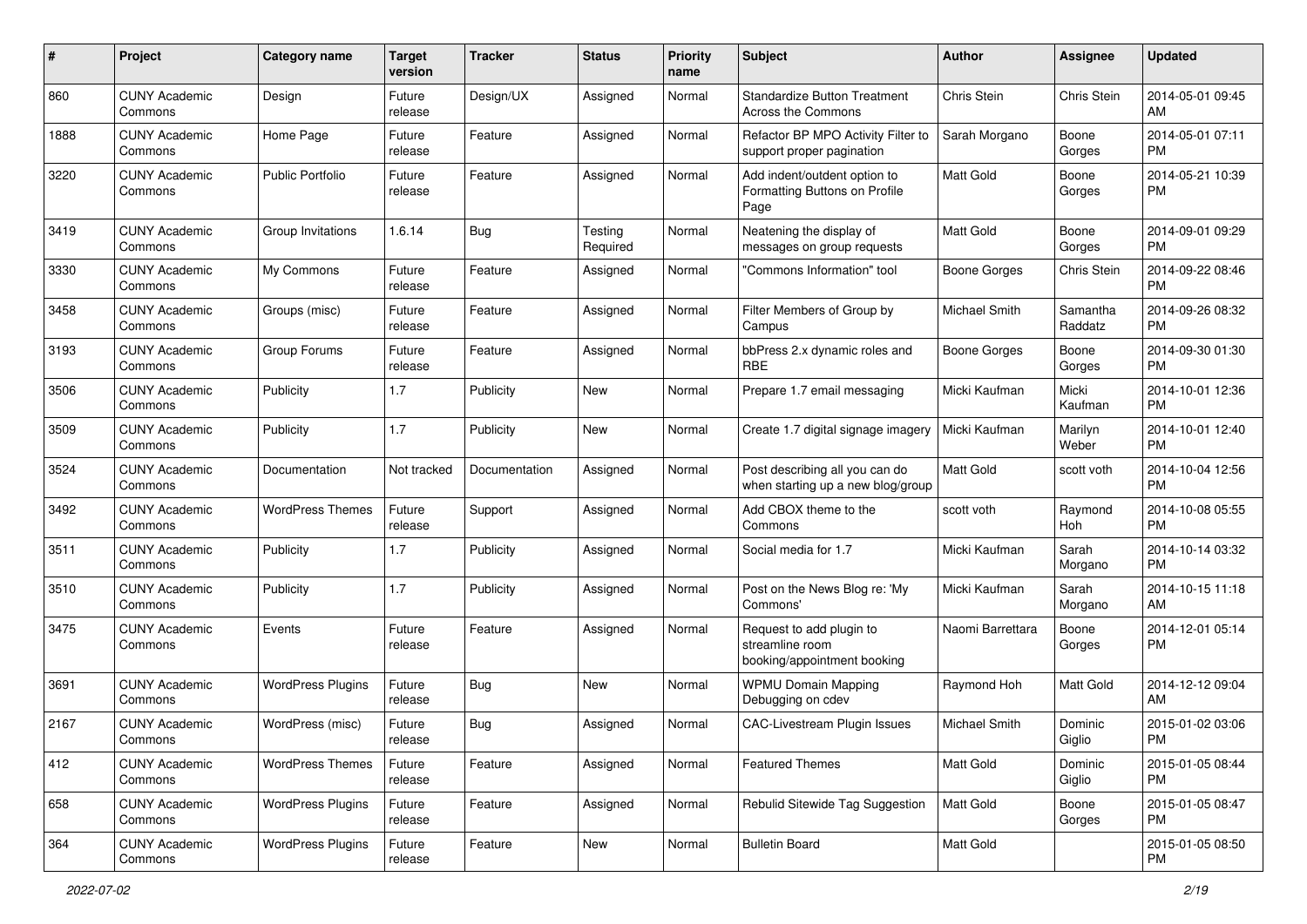| # | Project | Category name | Target version | Tracker | Status | Priority name | Subject | Author | Assignee | Updated |
|---|---|---|---|---|---|---|---|---|---|---|
| 860 | CUNY Academic Commons | Design | Future release | Design/UX | Assigned | Normal | Standardize Button Treatment Across the Commons | Chris Stein | Chris Stein | 2014-05-01 09:45 AM |
| 1888 | CUNY Academic Commons | Home Page | Future release | Feature | Assigned | Normal | Refactor BP MPO Activity Filter to support proper pagination | Sarah Morgano | Boone Gorges | 2014-05-01 07:11 PM |
| 3220 | CUNY Academic Commons | Public Portfolio | Future release | Feature | Assigned | Normal | Add indent/outdent option to Formatting Buttons on Profile Page | Matt Gold | Boone Gorges | 2014-05-21 10:39 PM |
| 3419 | CUNY Academic Commons | Group Invitations | 1.6.14 | Bug | Testing Required | Normal | Neatening the display of messages on group requests | Matt Gold | Boone Gorges | 2014-09-01 09:29 PM |
| 3330 | CUNY Academic Commons | My Commons | Future release | Feature | Assigned | Normal | "Commons Information" tool | Boone Gorges | Chris Stein | 2014-09-22 08:46 PM |
| 3458 | CUNY Academic Commons | Groups (misc) | Future release | Feature | Assigned | Normal | Filter Members of Group by Campus | Michael Smith | Samantha Raddatz | 2014-09-26 08:32 PM |
| 3193 | CUNY Academic Commons | Group Forums | Future release | Feature | Assigned | Normal | bbPress 2.x dynamic roles and RBE | Boone Gorges | Boone Gorges | 2014-09-30 01:30 PM |
| 3506 | CUNY Academic Commons | Publicity | 1.7 | Publicity | New | Normal | Prepare 1.7 email messaging | Micki Kaufman | Micki Kaufman | 2014-10-01 12:36 PM |
| 3509 | CUNY Academic Commons | Publicity | 1.7 | Publicity | New | Normal | Create 1.7 digital signage imagery | Micki Kaufman | Marilyn Weber | 2014-10-01 12:40 PM |
| 3524 | CUNY Academic Commons | Documentation | Not tracked | Documentation | Assigned | Normal | Post describing all you can do when starting up a new blog/group | Matt Gold | scott voth | 2014-10-04 12:56 PM |
| 3492 | CUNY Academic Commons | WordPress Themes | Future release | Support | Assigned | Normal | Add CBOX theme to the Commons | scott voth | Raymond Hoh | 2014-10-08 05:55 PM |
| 3511 | CUNY Academic Commons | Publicity | 1.7 | Publicity | Assigned | Normal | Social media for 1.7 | Micki Kaufman | Sarah Morgano | 2014-10-14 03:32 PM |
| 3510 | CUNY Academic Commons | Publicity | 1.7 | Publicity | Assigned | Normal | Post on the News Blog re: 'My Commons' | Micki Kaufman | Sarah Morgano | 2014-10-15 11:18 AM |
| 3475 | CUNY Academic Commons | Events | Future release | Feature | Assigned | Normal | Request to add plugin to streamline room booking/appointment booking | Naomi Barrettara | Boone Gorges | 2014-12-01 05:14 PM |
| 3691 | CUNY Academic Commons | WordPress Plugins | Future release | Bug | New | Normal | WPMU Domain Mapping Debugging on cdev | Raymond Hoh | Matt Gold | 2014-12-12 09:04 AM |
| 2167 | CUNY Academic Commons | WordPress (misc) | Future release | Bug | Assigned | Normal | CAC-Livestream Plugin Issues | Michael Smith | Dominic Giglio | 2015-01-02 03:06 PM |
| 412 | CUNY Academic Commons | WordPress Themes | Future release | Feature | Assigned | Normal | Featured Themes | Matt Gold | Dominic Giglio | 2015-01-05 08:44 PM |
| 658 | CUNY Academic Commons | WordPress Plugins | Future release | Feature | Assigned | Normal | Rebulid Sitewide Tag Suggestion | Matt Gold | Boone Gorges | 2015-01-05 08:47 PM |
| 364 | CUNY Academic Commons | WordPress Plugins | Future release | Feature | New | Normal | Bulletin Board | Matt Gold | | 2015-01-05 08:50 PM |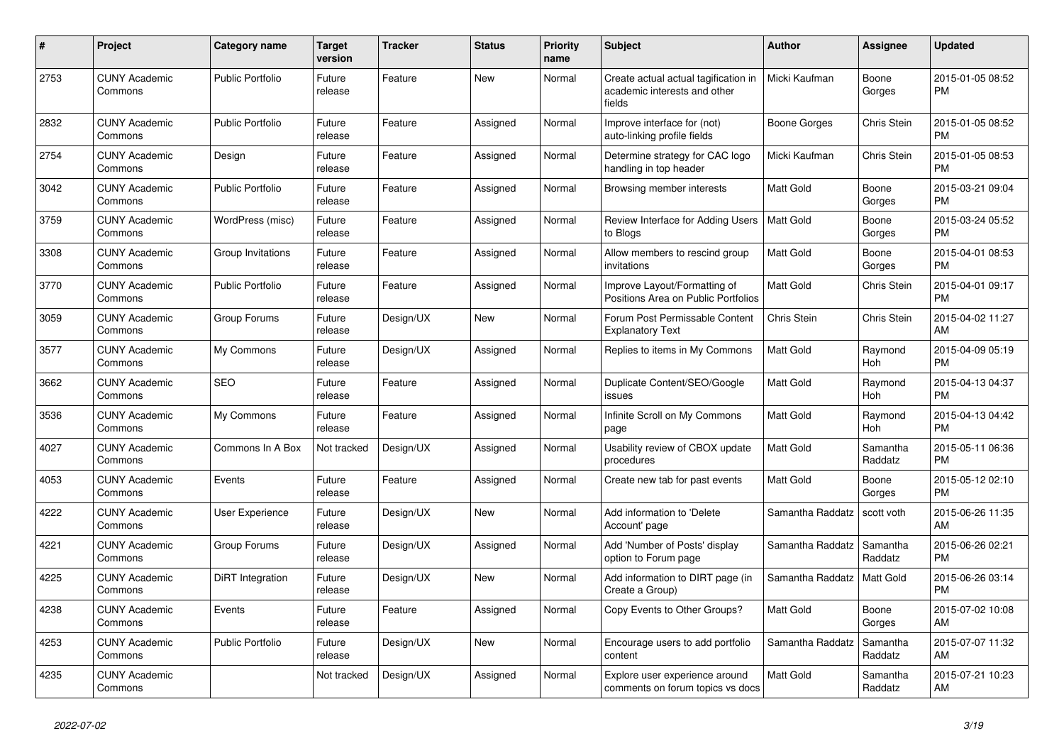| # | Project | Category name | Target version | Tracker | Status | Priority name | Subject | Author | Assignee | Updated |
|---|---|---|---|---|---|---|---|---|---|---|
| 2753 | CUNY Academic Commons | Public Portfolio | Future release | Feature | New | Normal | Create actual actual tagification in academic interests and other fields | Micki Kaufman | Boone Gorges | 2015-01-05 08:52 PM |
| 2832 | CUNY Academic Commons | Public Portfolio | Future release | Feature | Assigned | Normal | Improve interface for (not) auto-linking profile fields | Boone Gorges | Chris Stein | 2015-01-05 08:52 PM |
| 2754 | CUNY Academic Commons | Design | Future release | Feature | Assigned | Normal | Determine strategy for CAC logo handling in top header | Micki Kaufman | Chris Stein | 2015-01-05 08:53 PM |
| 3042 | CUNY Academic Commons | Public Portfolio | Future release | Feature | Assigned | Normal | Browsing member interests | Matt Gold | Boone Gorges | 2015-03-21 09:04 PM |
| 3759 | CUNY Academic Commons | WordPress (misc) | Future release | Feature | Assigned | Normal | Review Interface for Adding Users to Blogs | Matt Gold | Boone Gorges | 2015-03-24 05:52 PM |
| 3308 | CUNY Academic Commons | Group Invitations | Future release | Feature | Assigned | Normal | Allow members to rescind group invitations | Matt Gold | Boone Gorges | 2015-04-01 08:53 PM |
| 3770 | CUNY Academic Commons | Public Portfolio | Future release | Feature | Assigned | Normal | Improve Layout/Formatting of Positions Area on Public Portfolios | Matt Gold | Chris Stein | 2015-04-01 09:17 PM |
| 3059 | CUNY Academic Commons | Group Forums | Future release | Design/UX | New | Normal | Forum Post Permissable Content Explanatory Text | Chris Stein | Chris Stein | 2015-04-02 11:27 AM |
| 3577 | CUNY Academic Commons | My Commons | Future release | Design/UX | Assigned | Normal | Replies to items in My Commons | Matt Gold | Raymond Hoh | 2015-04-09 05:19 PM |
| 3662 | CUNY Academic Commons | SEO | Future release | Feature | Assigned | Normal | Duplicate Content/SEO/Google issues | Matt Gold | Raymond Hoh | 2015-04-13 04:37 PM |
| 3536 | CUNY Academic Commons | My Commons | Future release | Feature | Assigned | Normal | Infinite Scroll on My Commons page | Matt Gold | Raymond Hoh | 2015-04-13 04:42 PM |
| 4027 | CUNY Academic Commons | Commons In A Box | Not tracked | Design/UX | Assigned | Normal | Usability review of CBOX update procedures | Matt Gold | Samantha Raddatz | 2015-05-11 06:36 PM |
| 4053 | CUNY Academic Commons | Events | Future release | Feature | Assigned | Normal | Create new tab for past events | Matt Gold | Boone Gorges | 2015-05-12 02:10 PM |
| 4222 | CUNY Academic Commons | User Experience | Future release | Design/UX | New | Normal | Add information to 'Delete Account' page | Samantha Raddatz | scott voth | 2015-06-26 11:35 AM |
| 4221 | CUNY Academic Commons | Group Forums | Future release | Design/UX | Assigned | Normal | Add 'Number of Posts' display option to Forum page | Samantha Raddatz | Samantha Raddatz | 2015-06-26 02:21 PM |
| 4225 | CUNY Academic Commons | DiRT Integration | Future release | Design/UX | New | Normal | Add information to DIRT page (in Create a Group) | Samantha Raddatz | Matt Gold | 2015-06-26 03:14 PM |
| 4238 | CUNY Academic Commons | Events | Future release | Feature | Assigned | Normal | Copy Events to Other Groups? | Matt Gold | Boone Gorges | 2015-07-02 10:08 AM |
| 4253 | CUNY Academic Commons | Public Portfolio | Future release | Design/UX | New | Normal | Encourage users to add portfolio content | Samantha Raddatz | Samantha Raddatz | 2015-07-07 11:32 AM |
| 4235 | CUNY Academic Commons | | Not tracked | Design/UX | Assigned | Normal | Explore user experience around comments on forum topics vs docs | Matt Gold | Samantha Raddatz | 2015-07-21 10:23 AM |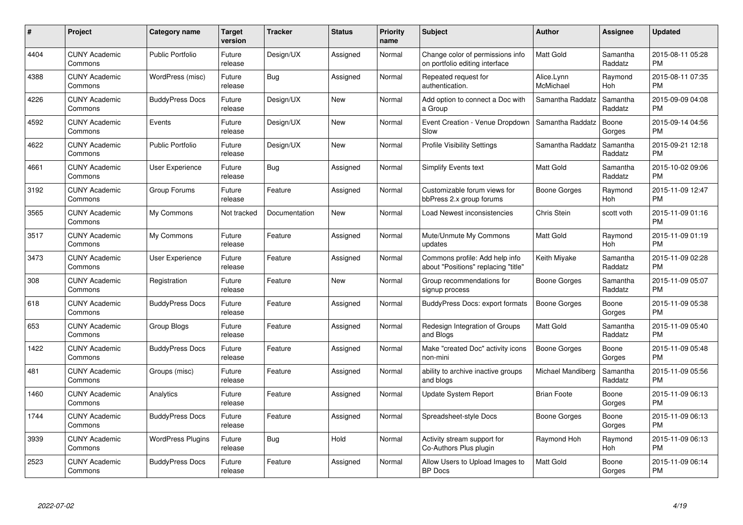| # | Project | Category name | Target version | Tracker | Status | Priority name | Subject | Author | Assignee | Updated |
|---|---|---|---|---|---|---|---|---|---|---|
| 4404 | CUNY Academic Commons | Public Portfolio | Future release | Design/UX | Assigned | Normal | Change color of permissions info on portfolio editing interface | Matt Gold | Samantha Raddatz | 2015-08-11 05:28 PM |
| 4388 | CUNY Academic Commons | WordPress (misc) | Future release | Bug | Assigned | Normal | Repeated request for authentication. | Alice.Lynn McMichael | Raymond Hoh | 2015-08-11 07:35 PM |
| 4226 | CUNY Academic Commons | BuddyPress Docs | Future release | Design/UX | New | Normal | Add option to connect a Doc with a Group | Samantha Raddatz | Samantha Raddatz | 2015-09-09 04:08 PM |
| 4592 | CUNY Academic Commons | Events | Future release | Design/UX | New | Normal | Event Creation - Venue Dropdown Slow | Samantha Raddatz | Boone Gorges | 2015-09-14 04:56 PM |
| 4622 | CUNY Academic Commons | Public Portfolio | Future release | Design/UX | New | Normal | Profile Visibility Settings | Samantha Raddatz | Samantha Raddatz | 2015-09-21 12:18 PM |
| 4661 | CUNY Academic Commons | User Experience | Future release | Bug | Assigned | Normal | Simplify Events text | Matt Gold | Samantha Raddatz | 2015-10-02 09:06 PM |
| 3192 | CUNY Academic Commons | Group Forums | Future release | Feature | Assigned | Normal | Customizable forum views for bbPress 2.x group forums | Boone Gorges | Raymond Hoh | 2015-11-09 12:47 PM |
| 3565 | CUNY Academic Commons | My Commons | Not tracked | Documentation | New | Normal | Load Newest inconsistencies | Chris Stein | scott voth | 2015-11-09 01:16 PM |
| 3517 | CUNY Academic Commons | My Commons | Future release | Feature | Assigned | Normal | Mute/Unmute My Commons updates | Matt Gold | Raymond Hoh | 2015-11-09 01:19 PM |
| 3473 | CUNY Academic Commons | User Experience | Future release | Feature | Assigned | Normal | Commons profile: Add help info about "Positions" replacing "title" | Keith Miyake | Samantha Raddatz | 2015-11-09 02:28 PM |
| 308 | CUNY Academic Commons | Registration | Future release | Feature | New | Normal | Group recommendations for signup process | Boone Gorges | Samantha Raddatz | 2015-11-09 05:07 PM |
| 618 | CUNY Academic Commons | BuddyPress Docs | Future release | Feature | Assigned | Normal | BuddyPress Docs: export formats | Boone Gorges | Boone Gorges | 2015-11-09 05:38 PM |
| 653 | CUNY Academic Commons | Group Blogs | Future release | Feature | Assigned | Normal | Redesign Integration of Groups and Blogs | Matt Gold | Samantha Raddatz | 2015-11-09 05:40 PM |
| 1422 | CUNY Academic Commons | BuddyPress Docs | Future release | Feature | Assigned | Normal | Make "created Doc" activity icons non-mini | Boone Gorges | Boone Gorges | 2015-11-09 05:48 PM |
| 481 | CUNY Academic Commons | Groups (misc) | Future release | Feature | Assigned | Normal | ability to archive inactive groups and blogs | Michael Mandiberg | Samantha Raddatz | 2015-11-09 05:56 PM |
| 1460 | CUNY Academic Commons | Analytics | Future release | Feature | Assigned | Normal | Update System Report | Brian Foote | Boone Gorges | 2015-11-09 06:13 PM |
| 1744 | CUNY Academic Commons | BuddyPress Docs | Future release | Feature | Assigned | Normal | Spreadsheet-style Docs | Boone Gorges | Boone Gorges | 2015-11-09 06:13 PM |
| 3939 | CUNY Academic Commons | WordPress Plugins | Future release | Bug | Hold | Normal | Activity stream support for Co-Authors Plus plugin | Raymond Hoh | Raymond Hoh | 2015-11-09 06:13 PM |
| 2523 | CUNY Academic Commons | BuddyPress Docs | Future release | Feature | Assigned | Normal | Allow Users to Upload Images to BP Docs | Matt Gold | Boone Gorges | 2015-11-09 06:14 PM |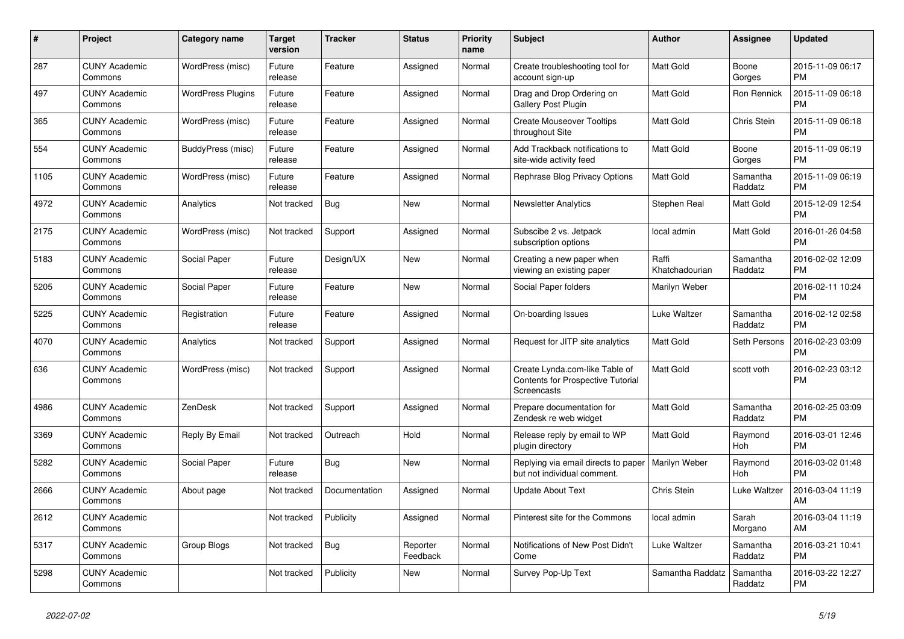| # | Project | Category name | Target version | Tracker | Status | Priority name | Subject | Author | Assignee | Updated |
|---|---|---|---|---|---|---|---|---|---|---|
| 287 | CUNY Academic Commons | WordPress (misc) | Future release | Feature | Assigned | Normal | Create troubleshooting tool for account sign-up | Matt Gold | Boone Gorges | 2015-11-09 06:17 PM |
| 497 | CUNY Academic Commons | WordPress Plugins | Future release | Feature | Assigned | Normal | Drag and Drop Ordering on Gallery Post Plugin | Matt Gold | Ron Rennick | 2015-11-09 06:18 PM |
| 365 | CUNY Academic Commons | WordPress (misc) | Future release | Feature | Assigned | Normal | Create Mouseover Tooltips throughout Site | Matt Gold | Chris Stein | 2015-11-09 06:18 PM |
| 554 | CUNY Academic Commons | BuddyPress (misc) | Future release | Feature | Assigned | Normal | Add Trackback notifications to site-wide activity feed | Matt Gold | Boone Gorges | 2015-11-09 06:19 PM |
| 1105 | CUNY Academic Commons | WordPress (misc) | Future release | Feature | Assigned | Normal | Rephrase Blog Privacy Options | Matt Gold | Samantha Raddatz | 2015-11-09 06:19 PM |
| 4972 | CUNY Academic Commons | Analytics | Not tracked | Bug | New | Normal | Newsletter Analytics | Stephen Real | Matt Gold | 2015-12-09 12:54 PM |
| 2175 | CUNY Academic Commons | WordPress (misc) | Not tracked | Support | Assigned | Normal | Subscibe 2 vs. Jetpack subscription options | local admin | Matt Gold | 2016-01-26 04:58 PM |
| 5183 | CUNY Academic Commons | Social Paper | Future release | Design/UX | New | Normal | Creating a new paper when viewing an existing paper | Raffi Khatchadourian | Samantha Raddatz | 2016-02-02 12:09 PM |
| 5205 | CUNY Academic Commons | Social Paper | Future release | Feature | New | Normal | Social Paper folders | Marilyn Weber | | 2016-02-11 10:24 PM |
| 5225 | CUNY Academic Commons | Registration | Future release | Feature | Assigned | Normal | On-boarding Issues | Luke Waltzer | Samantha Raddatz | 2016-02-12 02:58 PM |
| 4070 | CUNY Academic Commons | Analytics | Not tracked | Support | Assigned | Normal | Request for JITP site analytics | Matt Gold | Seth Persons | 2016-02-23 03:09 PM |
| 636 | CUNY Academic Commons | WordPress (misc) | Not tracked | Support | Assigned | Normal | Create Lynda.com-like Table of Contents for Prospective Tutorial Screencasts | Matt Gold | scott voth | 2016-02-23 03:12 PM |
| 4986 | CUNY Academic Commons | ZenDesk | Not tracked | Support | Assigned | Normal | Prepare documentation for Zendesk re web widget | Matt Gold | Samantha Raddatz | 2016-02-25 03:09 PM |
| 3369 | CUNY Academic Commons | Reply By Email | Not tracked | Outreach | Hold | Normal | Release reply by email to WP plugin directory | Matt Gold | Raymond Hoh | 2016-03-01 12:46 PM |
| 5282 | CUNY Academic Commons | Social Paper | Future release | Bug | New | Normal | Replying via email directs to paper but not individual comment. | Marilyn Weber | Raymond Hoh | 2016-03-02 01:48 PM |
| 2666 | CUNY Academic Commons | About page | Not tracked | Documentation | Assigned | Normal | Update About Text | Chris Stein | Luke Waltzer | 2016-03-04 11:19 AM |
| 2612 | CUNY Academic Commons | | Not tracked | Publicity | Assigned | Normal | Pinterest site for the Commons | local admin | Sarah Morgano | 2016-03-04 11:19 AM |
| 5317 | CUNY Academic Commons | Group Blogs | Not tracked | Bug | Reporter Feedback | Normal | Notifications of New Post Didn't Come | Luke Waltzer | Samantha Raddatz | 2016-03-21 10:41 PM |
| 5298 | CUNY Academic Commons | | Not tracked | Publicity | New | Normal | Survey Pop-Up Text | Samantha Raddatz | Samantha Raddatz | 2016-03-22 12:27 PM |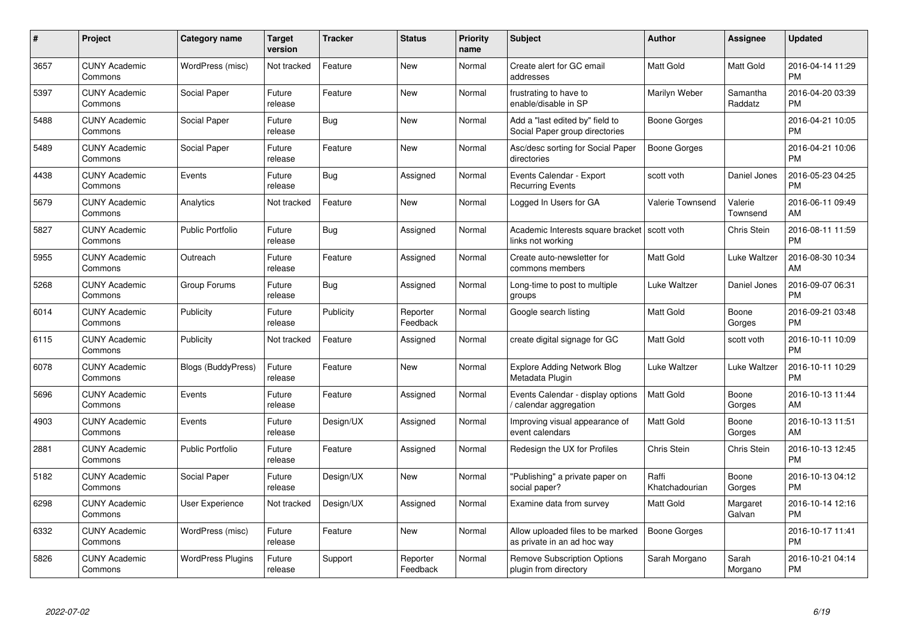| # | Project | Category name | Target version | Tracker | Status | Priority name | Subject | Author | Assignee | Updated |
|---|---|---|---|---|---|---|---|---|---|---|
| 3657 | CUNY Academic Commons | WordPress (misc) | Not tracked | Feature | New | Normal | Create alert for GC email addresses | Matt Gold | Matt Gold | 2016-04-14 11:29 PM |
| 5397 | CUNY Academic Commons | Social Paper | Future release | Feature | New | Normal | frustrating to have to enable/disable in SP | Marilyn Weber | Samantha Raddatz | 2016-04-20 03:39 PM |
| 5488 | CUNY Academic Commons | Social Paper | Future release | Bug | New | Normal | Add a "last edited by" field to Social Paper group directories | Boone Gorges | | 2016-04-21 10:05 PM |
| 5489 | CUNY Academic Commons | Social Paper | Future release | Feature | New | Normal | Asc/desc sorting for Social Paper directories | Boone Gorges | | 2016-04-21 10:06 PM |
| 4438 | CUNY Academic Commons | Events | Future release | Bug | Assigned | Normal | Events Calendar - Export Recurring Events | scott voth | Daniel Jones | 2016-05-23 04:25 PM |
| 5679 | CUNY Academic Commons | Analytics | Not tracked | Feature | New | Normal | Logged In Users for GA | Valerie Townsend | Valerie Townsend | 2016-06-11 09:49 AM |
| 5827 | CUNY Academic Commons | Public Portfolio | Future release | Bug | Assigned | Normal | Academic Interests square bracket links not working | scott voth | Chris Stein | 2016-08-11 11:59 PM |
| 5955 | CUNY Academic Commons | Outreach | Future release | Feature | Assigned | Normal | Create auto-newsletter for commons members | Matt Gold | Luke Waltzer | 2016-08-30 10:34 AM |
| 5268 | CUNY Academic Commons | Group Forums | Future release | Bug | Assigned | Normal | Long-time to post to multiple groups | Luke Waltzer | Daniel Jones | 2016-09-07 06:31 PM |
| 6014 | CUNY Academic Commons | Publicity | Future release | Publicity | Reporter Feedback | Normal | Google search listing | Matt Gold | Boone Gorges | 2016-09-21 03:48 PM |
| 6115 | CUNY Academic Commons | Publicity | Not tracked | Feature | Assigned | Normal | create digital signage for GC | Matt Gold | scott voth | 2016-10-11 10:09 PM |
| 6078 | CUNY Academic Commons | Blogs (BuddyPress) | Future release | Feature | New | Normal | Explore Adding Network Blog Metadata Plugin | Luke Waltzer | Luke Waltzer | 2016-10-11 10:29 PM |
| 5696 | CUNY Academic Commons | Events | Future release | Feature | Assigned | Normal | Events Calendar - display options / calendar aggregation | Matt Gold | Boone Gorges | 2016-10-13 11:44 AM |
| 4903 | CUNY Academic Commons | Events | Future release | Design/UX | Assigned | Normal | Improving visual appearance of event calendars | Matt Gold | Boone Gorges | 2016-10-13 11:51 AM |
| 2881 | CUNY Academic Commons | Public Portfolio | Future release | Feature | Assigned | Normal | Redesign the UX for Profiles | Chris Stein | Chris Stein | 2016-10-13 12:45 PM |
| 5182 | CUNY Academic Commons | Social Paper | Future release | Design/UX | New | Normal | "Publishing" a private paper on social paper? | Raffi Khatchadourian | Boone Gorges | 2016-10-13 04:12 PM |
| 6298 | CUNY Academic Commons | User Experience | Not tracked | Design/UX | Assigned | Normal | Examine data from survey | Matt Gold | Margaret Galvan | 2016-10-14 12:16 PM |
| 6332 | CUNY Academic Commons | WordPress (misc) | Future release | Feature | New | Normal | Allow uploaded files to be marked as private in an ad hoc way | Boone Gorges | | 2016-10-17 11:41 PM |
| 5826 | CUNY Academic Commons | WordPress Plugins | Future release | Support | Reporter Feedback | Normal | Remove Subscription Options plugin from directory | Sarah Morgano | Sarah Morgano | 2016-10-21 04:14 PM |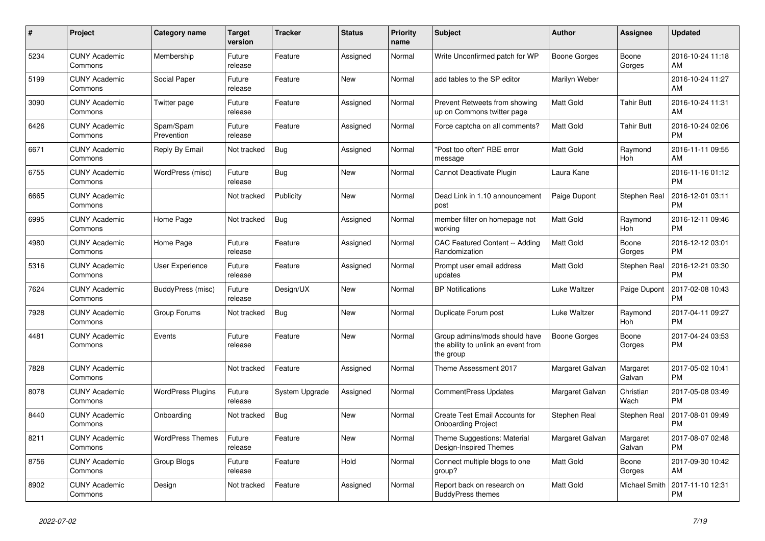| # | Project | Category name | Target version | Tracker | Status | Priority name | Subject | Author | Assignee | Updated |
|---|---|---|---|---|---|---|---|---|---|---|
| 5234 | CUNY Academic Commons | Membership | Future release | Feature | Assigned | Normal | Write Unconfirmed patch for WP | Boone Gorges | Boone Gorges | 2016-10-24 11:18 AM |
| 5199 | CUNY Academic Commons | Social Paper | Future release | Feature | New | Normal | add tables to the SP editor | Marilyn Weber | | 2016-10-24 11:27 AM |
| 3090 | CUNY Academic Commons | Twitter page | Future release | Feature | Assigned | Normal | Prevent Retweets from showing up on Commons twitter page | Matt Gold | Tahir Butt | 2016-10-24 11:31 AM |
| 6426 | CUNY Academic Commons | Spam/Spam Prevention | Future release | Feature | Assigned | Normal | Force captcha on all comments? | Matt Gold | Tahir Butt | 2016-10-24 02:06 PM |
| 6671 | CUNY Academic Commons | Reply By Email | Not tracked | Bug | Assigned | Normal | "Post too often" RBE error message | Matt Gold | Raymond Hoh | 2016-11-11 09:55 AM |
| 6755 | CUNY Academic Commons | WordPress (misc) | Future release | Bug | New | Normal | Cannot Deactivate Plugin | Laura Kane | | 2016-11-16 01:12 PM |
| 6665 | CUNY Academic Commons | | Not tracked | Publicity | New | Normal | Dead Link in 1.10 announcement post | Paige Dupont | Stephen Real | 2016-12-01 03:11 PM |
| 6995 | CUNY Academic Commons | Home Page | Not tracked | Bug | Assigned | Normal | member filter on homepage not working | Matt Gold | Raymond Hoh | 2016-12-11 09:46 PM |
| 4980 | CUNY Academic Commons | Home Page | Future release | Feature | Assigned | Normal | CAC Featured Content -- Adding Randomization | Matt Gold | Boone Gorges | 2016-12-12 03:01 PM |
| 5316 | CUNY Academic Commons | User Experience | Future release | Feature | Assigned | Normal | Prompt user email address updates | Matt Gold | Stephen Real | 2016-12-21 03:30 PM |
| 7624 | CUNY Academic Commons | BuddyPress (misc) | Future release | Design/UX | New | Normal | BP Notifications | Luke Waltzer | Paige Dupont | 2017-02-08 10:43 PM |
| 7928 | CUNY Academic Commons | Group Forums | Not tracked | Bug | New | Normal | Duplicate Forum post | Luke Waltzer | Raymond Hoh | 2017-04-11 09:27 PM |
| 4481 | CUNY Academic Commons | Events | Future release | Feature | New | Normal | Group admins/mods should have the ability to unlink an event from the group | Boone Gorges | Boone Gorges | 2017-04-24 03:53 PM |
| 7828 | CUNY Academic Commons | | Not tracked | Feature | Assigned | Normal | Theme Assessment 2017 | Margaret Galvan | Margaret Galvan | 2017-05-02 10:41 PM |
| 8078 | CUNY Academic Commons | WordPress Plugins | Future release | System Upgrade | Assigned | Normal | CommentPress Updates | Margaret Galvan | Christian Wach | 2017-05-08 03:49 PM |
| 8440 | CUNY Academic Commons | Onboarding | Not tracked | Bug | New | Normal | Create Test Email Accounts for Onboarding Project | Stephen Real | Stephen Real | 2017-08-01 09:49 PM |
| 8211 | CUNY Academic Commons | WordPress Themes | Future release | Feature | New | Normal | Theme Suggestions: Material Design-Inspired Themes | Margaret Galvan | Margaret Galvan | 2017-08-07 02:48 PM |
| 8756 | CUNY Academic Commons | Group Blogs | Future release | Feature | Hold | Normal | Connect multiple blogs to one group? | Matt Gold | Boone Gorges | 2017-09-30 10:42 AM |
| 8902 | CUNY Academic Commons | Design | Not tracked | Feature | Assigned | Normal | Report back on research on BuddyPress themes | Matt Gold | Michael Smith | 2017-11-10 12:31 PM |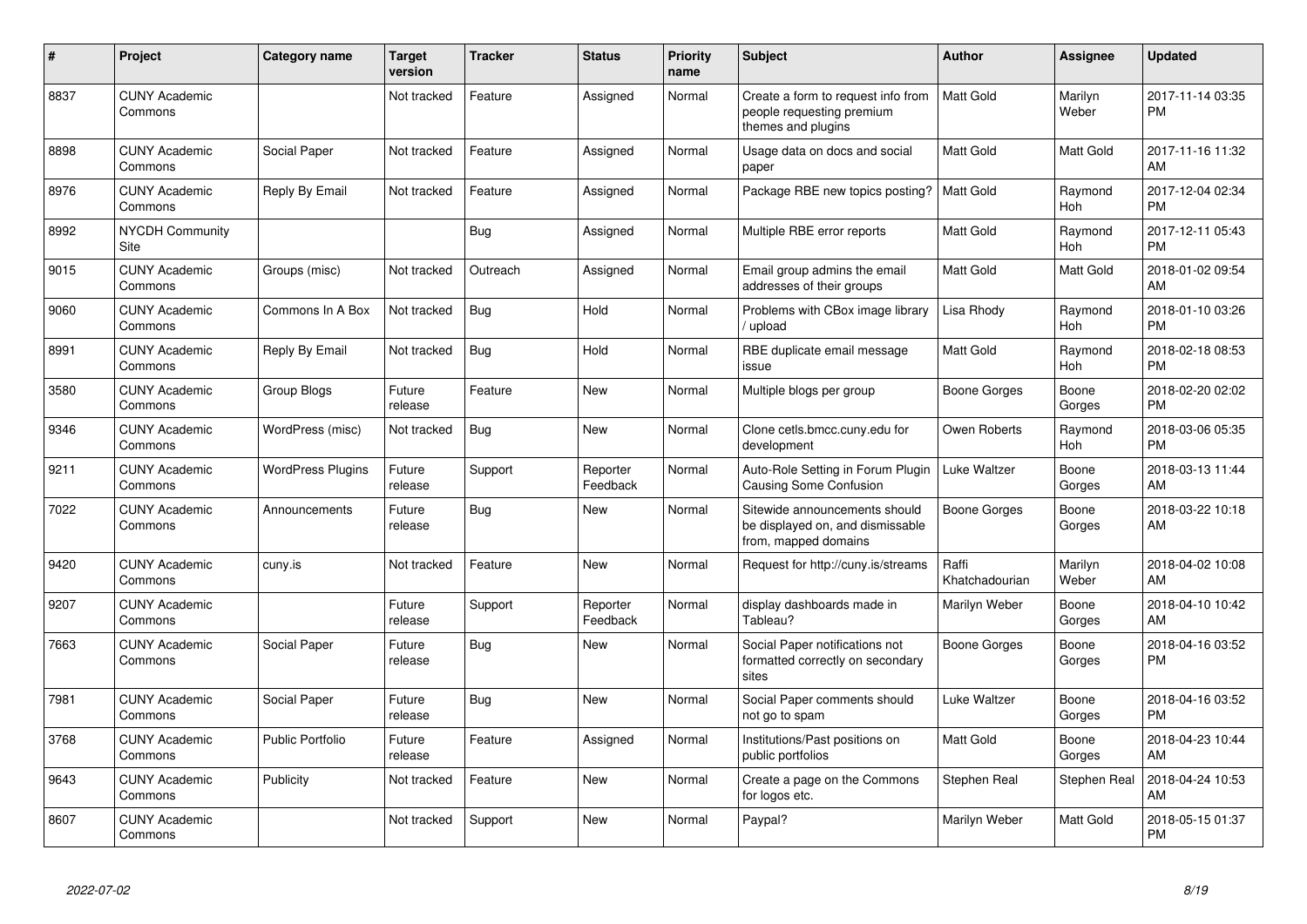| # | Project | Category name | Target version | Tracker | Status | Priority name | Subject | Author | Assignee | Updated |
|---|---|---|---|---|---|---|---|---|---|---|
| 8837 | CUNY Academic Commons | | Not tracked | Feature | Assigned | Normal | Create a form to request info from people requesting premium themes and plugins | Matt Gold | Marilyn Weber | 2017-11-14 03:35 PM |
| 8898 | CUNY Academic Commons | Social Paper | Not tracked | Feature | Assigned | Normal | Usage data on docs and social paper | Matt Gold | Matt Gold | 2017-11-16 11:32 AM |
| 8976 | CUNY Academic Commons | Reply By Email | Not tracked | Feature | Assigned | Normal | Package RBE new topics posting? | Matt Gold | Raymond Hoh | 2017-12-04 02:34 PM |
| 8992 | NYCDH Community Site | | | Bug | Assigned | Normal | Multiple RBE error reports | Matt Gold | Raymond Hoh | 2017-12-11 05:43 PM |
| 9015 | CUNY Academic Commons | Groups (misc) | Not tracked | Outreach | Assigned | Normal | Email group admins the email addresses of their groups | Matt Gold | Matt Gold | 2018-01-02 09:54 AM |
| 9060 | CUNY Academic Commons | Commons In A Box | Not tracked | Bug | Hold | Normal | Problems with CBox image library / upload | Lisa Rhody | Raymond Hoh | 2018-01-10 03:26 PM |
| 8991 | CUNY Academic Commons | Reply By Email | Not tracked | Bug | Hold | Normal | RBE duplicate email message issue | Matt Gold | Raymond Hoh | 2018-02-18 08:53 PM |
| 3580 | CUNY Academic Commons | Group Blogs | Future release | Feature | New | Normal | Multiple blogs per group | Boone Gorges | Boone Gorges | 2018-02-20 02:02 PM |
| 9346 | CUNY Academic Commons | WordPress (misc) | Not tracked | Bug | New | Normal | Clone cetls.bmcc.cuny.edu for development | Owen Roberts | Raymond Hoh | 2018-03-06 05:35 PM |
| 9211 | CUNY Academic Commons | WordPress Plugins | Future release | Support | Reporter Feedback | Normal | Auto-Role Setting in Forum Plugin Causing Some Confusion | Luke Waltzer | Boone Gorges | 2018-03-13 11:44 AM |
| 7022 | CUNY Academic Commons | Announcements | Future release | Bug | New | Normal | Sitewide announcements should be displayed on, and dismissable from, mapped domains | Boone Gorges | Boone Gorges | 2018-03-22 10:18 AM |
| 9420 | CUNY Academic Commons | cuny.is | Not tracked | Feature | New | Normal | Request for http://cuny.is/streams | Raffi Khatchadourian | Marilyn Weber | 2018-04-02 10:08 AM |
| 9207 | CUNY Academic Commons | | Future release | Support | Reporter Feedback | Normal | display dashboards made in Tableau? | Marilyn Weber | Boone Gorges | 2018-04-10 10:42 AM |
| 7663 | CUNY Academic Commons | Social Paper | Future release | Bug | New | Normal | Social Paper notifications not formatted correctly on secondary sites | Boone Gorges | Boone Gorges | 2018-04-16 03:52 PM |
| 7981 | CUNY Academic Commons | Social Paper | Future release | Bug | New | Normal | Social Paper comments should not go to spam | Luke Waltzer | Boone Gorges | 2018-04-16 03:52 PM |
| 3768 | CUNY Academic Commons | Public Portfolio | Future release | Feature | Assigned | Normal | Institutions/Past positions on public portfolios | Matt Gold | Boone Gorges | 2018-04-23 10:44 AM |
| 9643 | CUNY Academic Commons | Publicity | Not tracked | Feature | New | Normal | Create a page on the Commons for logos etc. | Stephen Real | Stephen Real | 2018-04-24 10:53 AM |
| 8607 | CUNY Academic Commons | | Not tracked | Support | New | Normal | Paypal? | Marilyn Weber | Matt Gold | 2018-05-15 01:37 PM |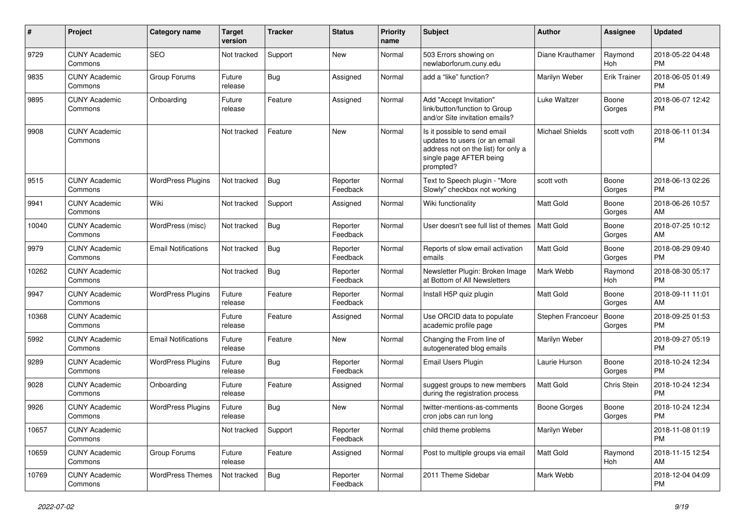| # | Project | Category name | Target version | Tracker | Status | Priority name | Subject | Author | Assignee | Updated |
|---|---|---|---|---|---|---|---|---|---|---|
| 9729 | CUNY Academic Commons | SEO | Not tracked | Support | New | Normal | 503 Errors showing on newlaborforum.cuny.edu | Diane Krauthamer | Raymond Hoh | 2018-05-22 04:48 PM |
| 9835 | CUNY Academic Commons | Group Forums | Future release | Bug | Assigned | Normal | add a "like" function? | Marilyn Weber | Erik Trainer | 2018-06-05 01:49 PM |
| 9895 | CUNY Academic Commons | Onboarding | Future release | Feature | Assigned | Normal | Add "Accept Invitation" link/button/function to Group and/or Site invitation emails? | Luke Waltzer | Boone Gorges | 2018-06-07 12:42 PM |
| 9908 | CUNY Academic Commons | | Not tracked | Feature | New | Normal | Is it possible to send email updates to users (or an email address not on the list) for only a single page AFTER being prompted? | Michael Shields | scott voth | 2018-06-11 01:34 PM |
| 9515 | CUNY Academic Commons | WordPress Plugins | Not tracked | Bug | Reporter Feedback | Normal | Text to Speech plugin - "More Slowly" checkbox not working | scott voth | Boone Gorges | 2018-06-13 02:26 PM |
| 9941 | CUNY Academic Commons | Wiki | Not tracked | Support | Assigned | Normal | Wiki functionality | Matt Gold | Boone Gorges | 2018-06-26 10:57 AM |
| 10040 | CUNY Academic Commons | WordPress (misc) | Not tracked | Bug | Reporter Feedback | Normal | User doesn't see full list of themes | Matt Gold | Boone Gorges | 2018-07-25 10:12 AM |
| 9979 | CUNY Academic Commons | Email Notifications | Not tracked | Bug | Reporter Feedback | Normal | Reports of slow email activation emails | Matt Gold | Boone Gorges | 2018-08-29 09:40 PM |
| 10262 | CUNY Academic Commons | | Not tracked | Bug | Reporter Feedback | Normal | Newsletter Plugin: Broken Image at Bottom of All Newsletters | Mark Webb | Raymond Hoh | 2018-08-30 05:17 PM |
| 9947 | CUNY Academic Commons | WordPress Plugins | Future release | Feature | Reporter Feedback | Normal | Install H5P quiz plugin | Matt Gold | Boone Gorges | 2018-09-11 11:01 AM |
| 10368 | CUNY Academic Commons | | Future release | Feature | Assigned | Normal | Use ORCID data to populate academic profile page | Stephen Francoeur | Boone Gorges | 2018-09-25 01:53 PM |
| 5992 | CUNY Academic Commons | Email Notifications | Future release | Feature | New | Normal | Changing the From line of autogenerated blog emails | Marilyn Weber | | 2018-09-27 05:19 PM |
| 9289 | CUNY Academic Commons | WordPress Plugins | Future release | Bug | Reporter Feedback | Normal | Email Users Plugin | Laurie Hurson | Boone Gorges | 2018-10-24 12:34 PM |
| 9028 | CUNY Academic Commons | Onboarding | Future release | Feature | Assigned | Normal | suggest groups to new members during the registration process | Matt Gold | Chris Stein | 2018-10-24 12:34 PM |
| 9926 | CUNY Academic Commons | WordPress Plugins | Future release | Bug | New | Normal | twitter-mentions-as-comments cron jobs can run long | Boone Gorges | Boone Gorges | 2018-10-24 12:34 PM |
| 10657 | CUNY Academic Commons | | Not tracked | Support | Reporter Feedback | Normal | child theme problems | Marilyn Weber | | 2018-11-08 01:19 PM |
| 10659 | CUNY Academic Commons | Group Forums | Future release | Feature | Assigned | Normal | Post to multiple groups via email | Matt Gold | Raymond Hoh | 2018-11-15 12:54 AM |
| 10769 | CUNY Academic Commons | WordPress Themes | Not tracked | Bug | Reporter Feedback | Normal | 2011 Theme Sidebar | Mark Webb | | 2018-12-04 04:09 PM |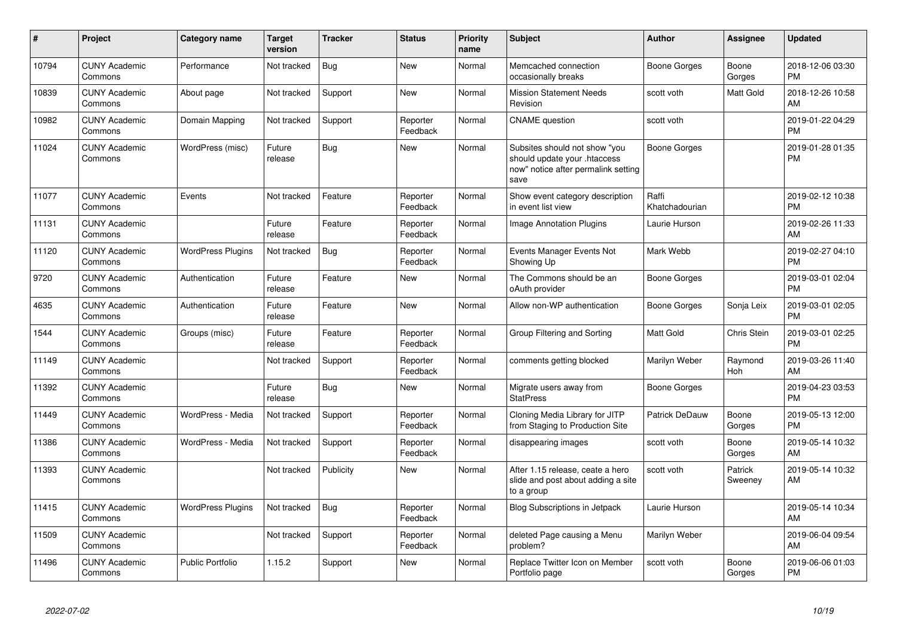| # | Project | Category name | Target version | Tracker | Status | Priority name | Subject | Author | Assignee | Updated |
|---|---|---|---|---|---|---|---|---|---|---|
| 10794 | CUNY Academic Commons | Performance | Not tracked | Bug | New | Normal | Memcached connection occasionally breaks | Boone Gorges | Boone Gorges | 2018-12-06 03:30 PM |
| 10839 | CUNY Academic Commons | About page | Not tracked | Support | New | Normal | Mission Statement Needs Revision | scott voth | Matt Gold | 2018-12-26 10:58 AM |
| 10982 | CUNY Academic Commons | Domain Mapping | Not tracked | Support | Reporter Feedback | Normal | CNAME question | scott voth | | 2019-01-22 04:29 PM |
| 11024 | CUNY Academic Commons | WordPress (misc) | Future release | Bug | New | Normal | Subsites should not show "you should update your .htaccess now" notice after permalink setting save | Boone Gorges | | 2019-01-28 01:35 PM |
| 11077 | CUNY Academic Commons | Events | Not tracked | Feature | Reporter Feedback | Normal | Show event category description in event list view | Raffi Khatchadourian | | 2019-02-12 10:38 PM |
| 11131 | CUNY Academic Commons | | Future release | Feature | Reporter Feedback | Normal | Image Annotation Plugins | Laurie Hurson | | 2019-02-26 11:33 AM |
| 11120 | CUNY Academic Commons | WordPress Plugins | Not tracked | Bug | Reporter Feedback | Normal | Events Manager Events Not Showing Up | Mark Webb | | 2019-02-27 04:10 PM |
| 9720 | CUNY Academic Commons | Authentication | Future release | Feature | New | Normal | The Commons should be an oAuth provider | Boone Gorges | | 2019-03-01 02:04 PM |
| 4635 | CUNY Academic Commons | Authentication | Future release | Feature | New | Normal | Allow non-WP authentication | Boone Gorges | Sonja Leix | 2019-03-01 02:05 PM |
| 1544 | CUNY Academic Commons | Groups (misc) | Future release | Feature | Reporter Feedback | Normal | Group Filtering and Sorting | Matt Gold | Chris Stein | 2019-03-01 02:25 PM |
| 11149 | CUNY Academic Commons | | Not tracked | Support | Reporter Feedback | Normal | comments getting blocked | Marilyn Weber | Raymond Hoh | 2019-03-26 11:40 AM |
| 11392 | CUNY Academic Commons | | Future release | Bug | New | Normal | Migrate users away from StatPress | Boone Gorges | | 2019-04-23 03:53 PM |
| 11449 | CUNY Academic Commons | WordPress - Media | Not tracked | Support | Reporter Feedback | Normal | Cloning Media Library for JITP from Staging to Production Site | Patrick DeDauw | Boone Gorges | 2019-05-13 12:00 PM |
| 11386 | CUNY Academic Commons | WordPress - Media | Not tracked | Support | Reporter Feedback | Normal | disappearing images | scott voth | Boone Gorges | 2019-05-14 10:32 AM |
| 11393 | CUNY Academic Commons | | Not tracked | Publicity | New | Normal | After 1.15 release, ceate a hero slide and post about adding a site to a group | scott voth | Patrick Sweeney | 2019-05-14 10:32 AM |
| 11415 | CUNY Academic Commons | WordPress Plugins | Not tracked | Bug | Reporter Feedback | Normal | Blog Subscriptions in Jetpack | Laurie Hurson | | 2019-05-14 10:34 AM |
| 11509 | CUNY Academic Commons | | Not tracked | Support | Reporter Feedback | Normal | deleted Page causing a Menu problem? | Marilyn Weber | | 2019-06-04 09:54 AM |
| 11496 | CUNY Academic Commons | Public Portfolio | 1.15.2 | Support | New | Normal | Replace Twitter Icon on Member Portfolio page | scott voth | Boone Gorges | 2019-06-06 01:03 PM |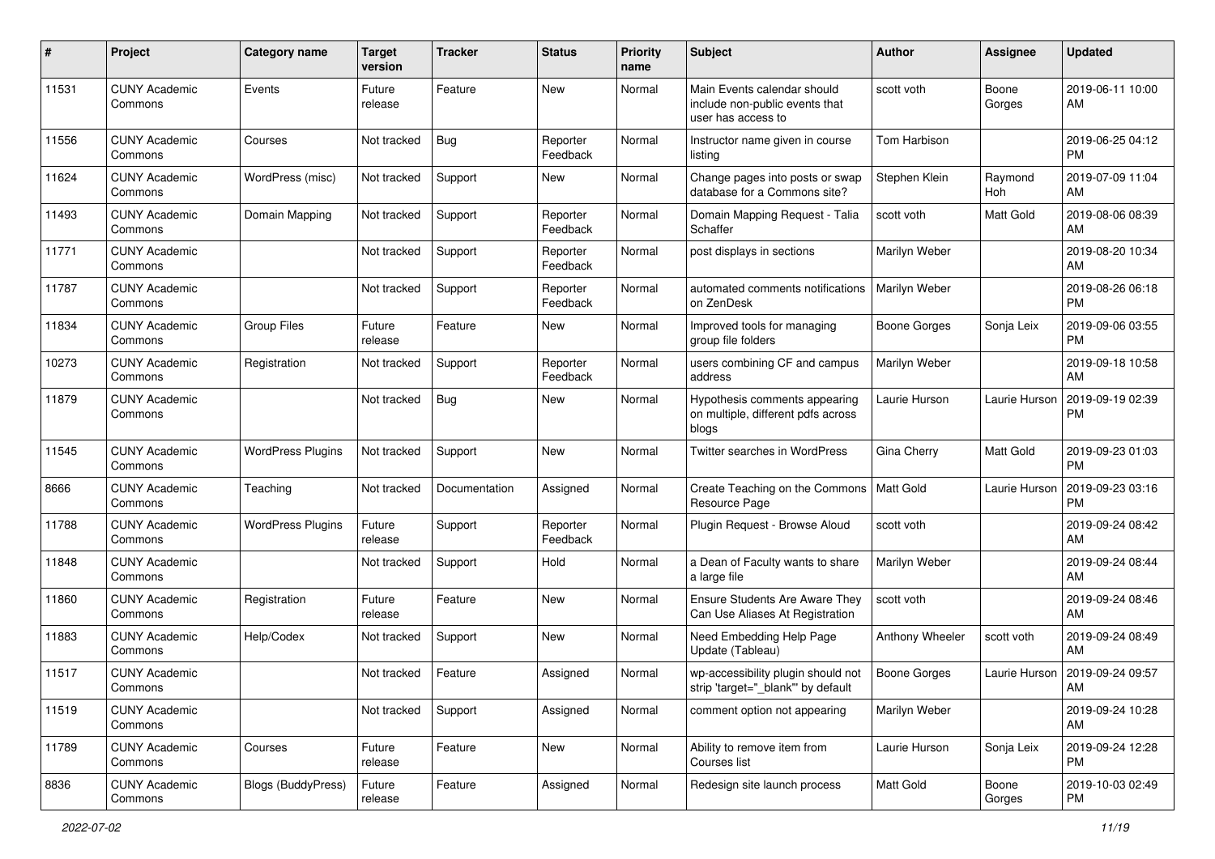| # | Project | Category name | Target version | Tracker | Status | Priority name | Subject | Author | Assignee | Updated |
|---|---|---|---|---|---|---|---|---|---|---|
| 11531 | CUNY Academic Commons | Events | Future release | Feature | New | Normal | Main Events calendar should include non-public events that user has access to | scott voth | Boone Gorges | 2019-06-11 10:00 AM |
| 11556 | CUNY Academic Commons | Courses | Not tracked | Bug | Reporter Feedback | Normal | Instructor name given in course listing | Tom Harbison | | 2019-06-25 04:12 PM |
| 11624 | CUNY Academic Commons | WordPress (misc) | Not tracked | Support | New | Normal | Change pages into posts or swap database for a Commons site? | Stephen Klein | Raymond Hoh | 2019-07-09 11:04 AM |
| 11493 | CUNY Academic Commons | Domain Mapping | Not tracked | Support | Reporter Feedback | Normal | Domain Mapping Request - Talia Schaffer | scott voth | Matt Gold | 2019-08-06 08:39 AM |
| 11771 | CUNY Academic Commons | | Not tracked | Support | Reporter Feedback | Normal | post displays in sections | Marilyn Weber | | 2019-08-20 10:34 AM |
| 11787 | CUNY Academic Commons | | Not tracked | Support | Reporter Feedback | Normal | automated comments notifications on ZenDesk | Marilyn Weber | | 2019-08-26 06:18 PM |
| 11834 | CUNY Academic Commons | Group Files | Future release | Feature | New | Normal | Improved tools for managing group file folders | Boone Gorges | Sonja Leix | 2019-09-06 03:55 PM |
| 10273 | CUNY Academic Commons | Registration | Not tracked | Support | Reporter Feedback | Normal | users combining CF and campus address | Marilyn Weber | | 2019-09-18 10:58 AM |
| 11879 | CUNY Academic Commons | | Not tracked | Bug | New | Normal | Hypothesis comments appearing on multiple, different pdfs across blogs | Laurie Hurson | Laurie Hurson | 2019-09-19 02:39 PM |
| 11545 | CUNY Academic Commons | WordPress Plugins | Not tracked | Support | New | Normal | Twitter searches in WordPress | Gina Cherry | Matt Gold | 2019-09-23 01:03 PM |
| 8666 | CUNY Academic Commons | Teaching | Not tracked | Documentation | Assigned | Normal | Create Teaching on the Commons Resource Page | Matt Gold | Laurie Hurson | 2019-09-23 03:16 PM |
| 11788 | CUNY Academic Commons | WordPress Plugins | Future release | Support | Reporter Feedback | Normal | Plugin Request - Browse Aloud | scott voth | | 2019-09-24 08:42 AM |
| 11848 | CUNY Academic Commons | | Not tracked | Support | Hold | Normal | a Dean of Faculty wants to share a large file | Marilyn Weber | | 2019-09-24 08:44 AM |
| 11860 | CUNY Academic Commons | Registration | Future release | Feature | New | Normal | Ensure Students Are Aware They Can Use Aliases At Registration | scott voth | | 2019-09-24 08:46 AM |
| 11883 | CUNY Academic Commons | Help/Codex | Not tracked | Support | New | Normal | Need Embedding Help Page Update (Tableau) | Anthony Wheeler | scott voth | 2019-09-24 08:49 AM |
| 11517 | CUNY Academic Commons | | Not tracked | Feature | Assigned | Normal | wp-accessibility plugin should not strip 'target="_blank"' by default | Boone Gorges | Laurie Hurson | 2019-09-24 09:57 AM |
| 11519 | CUNY Academic Commons | | Not tracked | Support | Assigned | Normal | comment option not appearing | Marilyn Weber | | 2019-09-24 10:28 AM |
| 11789 | CUNY Academic Commons | Courses | Future release | Feature | New | Normal | Ability to remove item from Courses list | Laurie Hurson | Sonja Leix | 2019-09-24 12:28 PM |
| 8836 | CUNY Academic Commons | Blogs (BuddyPress) | Future release | Feature | Assigned | Normal | Redesign site launch process | Matt Gold | Boone Gorges | 2019-10-03 02:49 PM |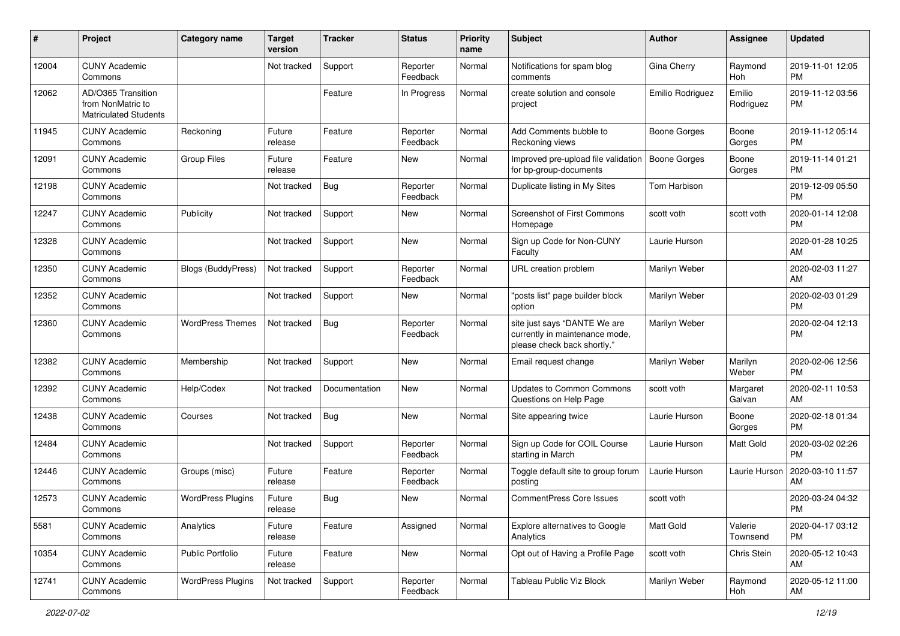| # | Project | Category name | Target version | Tracker | Status | Priority name | Subject | Author | Assignee | Updated |
|---|---|---|---|---|---|---|---|---|---|---|
| 12004 | CUNY Academic Commons | | Not tracked | Support | Reporter Feedback | Normal | Notifications for spam blog comments | Gina Cherry | Raymond Hoh | 2019-11-01 12:05 PM |
| 12062 | AD/O365 Transition from NonMatric to Matriculated Students | | | Feature | In Progress | Normal | create solution and console project | Emilio Rodriguez | Emilio Rodriguez | 2019-11-12 03:56 PM |
| 11945 | CUNY Academic Commons | Reckoning | Future release | Feature | Reporter Feedback | Normal | Add Comments bubble to Reckoning views | Boone Gorges | Boone Gorges | 2019-11-12 05:14 PM |
| 12091 | CUNY Academic Commons | Group Files | Future release | Feature | New | Normal | Improved pre-upload file validation for bp-group-documents | Boone Gorges | Boone Gorges | 2019-11-14 01:21 PM |
| 12198 | CUNY Academic Commons | | Not tracked | Bug | Reporter Feedback | Normal | Duplicate listing in My Sites | Tom Harbison | | 2019-12-09 05:50 PM |
| 12247 | CUNY Academic Commons | Publicity | Not tracked | Support | New | Normal | Screenshot of First Commons Homepage | scott voth | scott voth | 2020-01-14 12:08 PM |
| 12328 | CUNY Academic Commons | | Not tracked | Support | New | Normal | Sign up Code for Non-CUNY Faculty | Laurie Hurson | | 2020-01-28 10:25 AM |
| 12350 | CUNY Academic Commons | Blogs (BuddyPress) | Not tracked | Support | Reporter Feedback | Normal | URL creation problem | Marilyn Weber | | 2020-02-03 11:27 AM |
| 12352 | CUNY Academic Commons | | Not tracked | Support | New | Normal | "posts list" page builder block option | Marilyn Weber | | 2020-02-03 01:29 PM |
| 12360 | CUNY Academic Commons | WordPress Themes | Not tracked | Bug | Reporter Feedback | Normal | site just says "DANTE We are currently in maintenance mode, please check back shortly." | Marilyn Weber | | 2020-02-04 12:13 PM |
| 12382 | CUNY Academic Commons | Membership | Not tracked | Support | New | Normal | Email request change | Marilyn Weber | Marilyn Weber | 2020-02-06 12:56 PM |
| 12392 | CUNY Academic Commons | Help/Codex | Not tracked | Documentation | New | Normal | Updates to Common Commons Questions on Help Page | scott voth | Margaret Galvan | 2020-02-11 10:53 AM |
| 12438 | CUNY Academic Commons | Courses | Not tracked | Bug | New | Normal | Site appearing twice | Laurie Hurson | Boone Gorges | 2020-02-18 01:34 PM |
| 12484 | CUNY Academic Commons | | Not tracked | Support | Reporter Feedback | Normal | Sign up Code for COIL Course starting in March | Laurie Hurson | Matt Gold | 2020-03-02 02:26 PM |
| 12446 | CUNY Academic Commons | Groups (misc) | Future release | Feature | Reporter Feedback | Normal | Toggle default site to group forum posting | Laurie Hurson | Laurie Hurson | 2020-03-10 11:57 AM |
| 12573 | CUNY Academic Commons | WordPress Plugins | Future release | Bug | New | Normal | CommentPress Core Issues | scott voth | | 2020-03-24 04:32 PM |
| 5581 | CUNY Academic Commons | Analytics | Future release | Feature | Assigned | Normal | Explore alternatives to Google Analytics | Matt Gold | Valerie Townsend | 2020-04-17 03:12 PM |
| 10354 | CUNY Academic Commons | Public Portfolio | Future release | Feature | New | Normal | Opt out of Having a Profile Page | scott voth | Chris Stein | 2020-05-12 10:43 AM |
| 12741 | CUNY Academic Commons | WordPress Plugins | Not tracked | Support | Reporter Feedback | Normal | Tableau Public Viz Block | Marilyn Weber | Raymond Hoh | 2020-05-12 11:00 AM |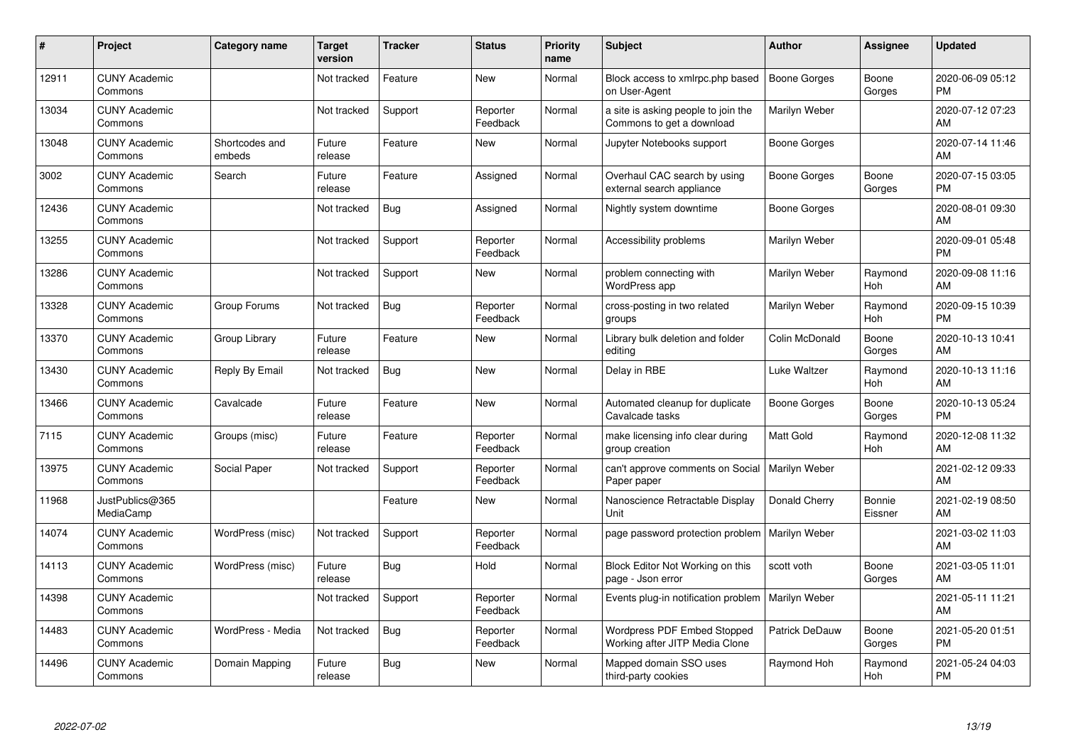| # | Project | Category name | Target version | Tracker | Status | Priority name | Subject | Author | Assignee | Updated |
|---|---|---|---|---|---|---|---|---|---|---|
| 12911 | CUNY Academic Commons | | Not tracked | Feature | New | Normal | Block access to xmlrpc.php based on User-Agent | Boone Gorges | Boone Gorges | 2020-06-09 05:12 PM |
| 13034 | CUNY Academic Commons | | Not tracked | Support | Reporter Feedback | Normal | a site is asking people to join the Commons to get a download | Marilyn Weber | | 2020-07-12 07:23 AM |
| 13048 | CUNY Academic Commons | Shortcodes and embeds | Future release | Feature | New | Normal | Jupyter Notebooks support | Boone Gorges | | 2020-07-14 11:46 AM |
| 3002 | CUNY Academic Commons | Search | Future release | Feature | Assigned | Normal | Overhaul CAC search by using external search appliance | Boone Gorges | Boone Gorges | 2020-07-15 03:05 PM |
| 12436 | CUNY Academic Commons | | Not tracked | Bug | Assigned | Normal | Nightly system downtime | Boone Gorges | | 2020-08-01 09:30 AM |
| 13255 | CUNY Academic Commons | | Not tracked | Support | Reporter Feedback | Normal | Accessibility problems | Marilyn Weber | | 2020-09-01 05:48 PM |
| 13286 | CUNY Academic Commons | | Not tracked | Support | New | Normal | problem connecting with WordPress app | Marilyn Weber | Raymond Hoh | 2020-09-08 11:16 AM |
| 13328 | CUNY Academic Commons | Group Forums | Not tracked | Bug | Reporter Feedback | Normal | cross-posting in two related groups | Marilyn Weber | Raymond Hoh | 2020-09-15 10:39 PM |
| 13370 | CUNY Academic Commons | Group Library | Future release | Feature | New | Normal | Library bulk deletion and folder editing | Colin McDonald | Boone Gorges | 2020-10-13 10:41 AM |
| 13430 | CUNY Academic Commons | Reply By Email | Not tracked | Bug | New | Normal | Delay in RBE | Luke Waltzer | Raymond Hoh | 2020-10-13 11:16 AM |
| 13466 | CUNY Academic Commons | Cavalcade | Future release | Feature | New | Normal | Automated cleanup for duplicate Cavalcade tasks | Boone Gorges | Boone Gorges | 2020-10-13 05:24 PM |
| 7115 | CUNY Academic Commons | Groups (misc) | Future release | Feature | Reporter Feedback | Normal | make licensing info clear during group creation | Matt Gold | Raymond Hoh | 2020-12-08 11:32 AM |
| 13975 | CUNY Academic Commons | Social Paper | Not tracked | Support | Reporter Feedback | Normal | can't approve comments on Social Paper paper | Marilyn Weber | | 2021-02-12 09:33 AM |
| 11968 | JustPublics@365 MediaCamp | | | Feature | New | Normal | Nanoscience Retractable Display Unit | Donald Cherry | Bonnie Eissner | 2021-02-19 08:50 AM |
| 14074 | CUNY Academic Commons | WordPress (misc) | Not tracked | Support | Reporter Feedback | Normal | page password protection problem | Marilyn Weber | | 2021-03-02 11:03 AM |
| 14113 | CUNY Academic Commons | WordPress (misc) | Future release | Bug | Hold | Normal | Block Editor Not Working on this page - Json error | scott voth | Boone Gorges | 2021-03-05 11:01 AM |
| 14398 | CUNY Academic Commons | | Not tracked | Support | Reporter Feedback | Normal | Events plug-in notification problem | Marilyn Weber | | 2021-05-11 11:21 AM |
| 14483 | CUNY Academic Commons | WordPress - Media | Not tracked | Bug | Reporter Feedback | Normal | Wordpress PDF Embed Stopped Working after JITP Media Clone | Patrick DeDauw | Boone Gorges | 2021-05-20 01:51 PM |
| 14496 | CUNY Academic Commons | Domain Mapping | Future release | Bug | New | Normal | Mapped domain SSO uses third-party cookies | Raymond Hoh | Raymond Hoh | 2021-05-24 04:03 PM |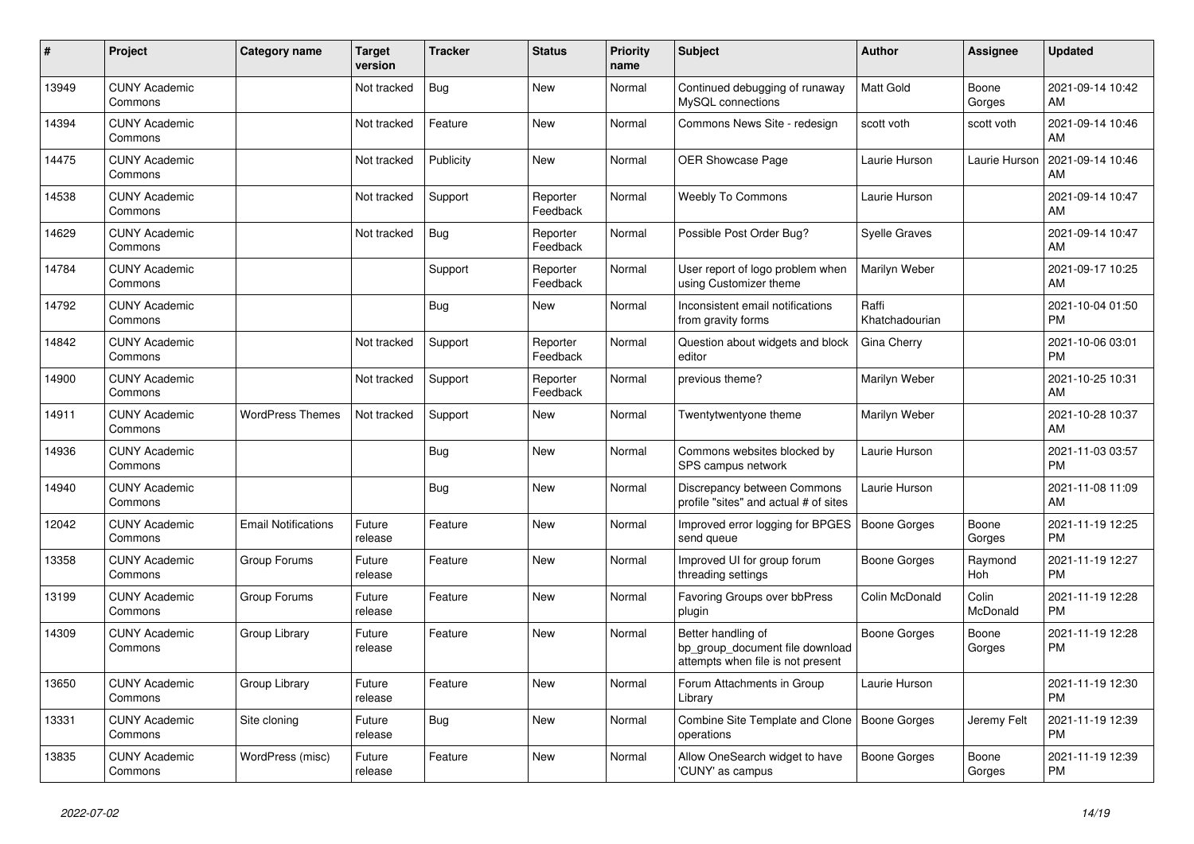| # | Project | Category name | Target version | Tracker | Status | Priority name | Subject | Author | Assignee | Updated |
|---|---|---|---|---|---|---|---|---|---|---|
| 13949 | CUNY Academic Commons | | Not tracked | Bug | New | Normal | Continued debugging of runaway MySQL connections | Matt Gold | Boone Gorges | 2021-09-14 10:42 AM |
| 14394 | CUNY Academic Commons | | Not tracked | Feature | New | Normal | Commons News Site - redesign | scott voth | scott voth | 2021-09-14 10:46 AM |
| 14475 | CUNY Academic Commons | | Not tracked | Publicity | New | Normal | OER Showcase Page | Laurie Hurson | Laurie Hurson | 2021-09-14 10:46 AM |
| 14538 | CUNY Academic Commons | | Not tracked | Support | Reporter Feedback | Normal | Weebly To Commons | Laurie Hurson | | 2021-09-14 10:47 AM |
| 14629 | CUNY Academic Commons | | Not tracked | Bug | Reporter Feedback | Normal | Possible Post Order Bug? | Syelle Graves | | 2021-09-14 10:47 AM |
| 14784 | CUNY Academic Commons | | | Support | Reporter Feedback | Normal | User report of logo problem when using Customizer theme | Marilyn Weber | | 2021-09-17 10:25 AM |
| 14792 | CUNY Academic Commons | | | Bug | New | Normal | Inconsistent email notifications from gravity forms | Raffi Khatchadourian | | 2021-10-04 01:50 PM |
| 14842 | CUNY Academic Commons | | Not tracked | Support | Reporter Feedback | Normal | Question about widgets and block editor | Gina Cherry | | 2021-10-06 03:01 PM |
| 14900 | CUNY Academic Commons | | Not tracked | Support | Reporter Feedback | Normal | previous theme? | Marilyn Weber | | 2021-10-25 10:31 AM |
| 14911 | CUNY Academic Commons | WordPress Themes | Not tracked | Support | New | Normal | Twentytwentyone theme | Marilyn Weber | | 2021-10-28 10:37 AM |
| 14936 | CUNY Academic Commons | | | Bug | New | Normal | Commons websites blocked by SPS campus network | Laurie Hurson | | 2021-11-03 03:57 PM |
| 14940 | CUNY Academic Commons | | | Bug | New | Normal | Discrepancy between Commons profile "sites" and actual # of sites | Laurie Hurson | | 2021-11-08 11:09 AM |
| 12042 | CUNY Academic Commons | Email Notifications | Future release | Feature | New | Normal | Improved error logging for BPGES send queue | Boone Gorges | Boone Gorges | 2021-11-19 12:25 PM |
| 13358 | CUNY Academic Commons | Group Forums | Future release | Feature | New | Normal | Improved UI for group forum threading settings | Boone Gorges | Raymond Hoh | 2021-11-19 12:27 PM |
| 13199 | CUNY Academic Commons | Group Forums | Future release | Feature | New | Normal | Favoring Groups over bbPress plugin | Colin McDonald | Colin McDonald | 2021-11-19 12:28 PM |
| 14309 | CUNY Academic Commons | Group Library | Future release | Feature | New | Normal | Better handling of bp_group_document file download attempts when file is not present | Boone Gorges | Boone Gorges | 2021-11-19 12:28 PM |
| 13650 | CUNY Academic Commons | Group Library | Future release | Feature | New | Normal | Forum Attachments in Group Library | Laurie Hurson | | 2021-11-19 12:30 PM |
| 13331 | CUNY Academic Commons | Site cloning | Future release | Bug | New | Normal | Combine Site Template and Clone operations | Boone Gorges | Jeremy Felt | 2021-11-19 12:39 PM |
| 13835 | CUNY Academic Commons | WordPress (misc) | Future release | Feature | New | Normal | Allow OneSearch widget to have 'CUNY' as campus | Boone Gorges | Boone Gorges | 2021-11-19 12:39 PM |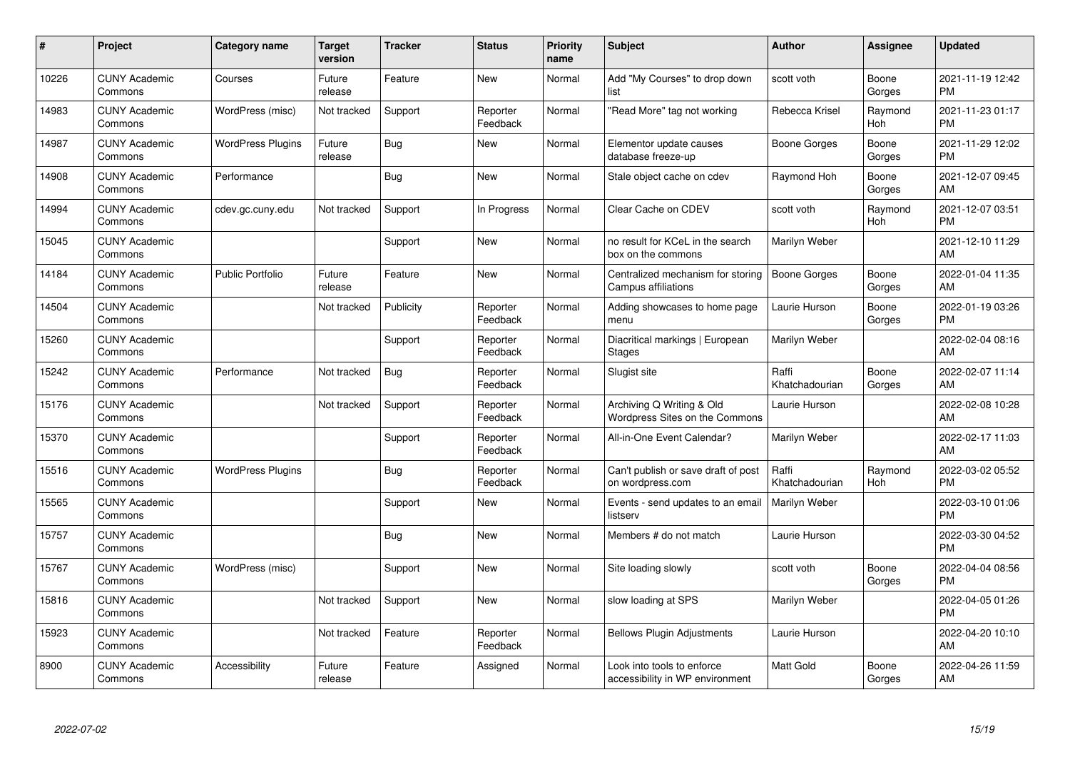| # | Project | Category name | Target version | Tracker | Status | Priority name | Subject | Author | Assignee | Updated |
|---|---|---|---|---|---|---|---|---|---|---|
| 10226 | CUNY Academic Commons | Courses | Future release | Feature | New | Normal | Add "My Courses" to drop down list | scott voth | Boone Gorges | 2021-11-19 12:42 PM |
| 14983 | CUNY Academic Commons | WordPress (misc) | Not tracked | Support | Reporter Feedback | Normal | "Read More" tag not working | Rebecca Krisel | Raymond Hoh | 2021-11-23 01:17 PM |
| 14987 | CUNY Academic Commons | WordPress Plugins | Future release | Bug | New | Normal | Elementor update causes database freeze-up | Boone Gorges | Boone Gorges | 2021-11-29 12:02 PM |
| 14908 | CUNY Academic Commons | Performance | | Bug | New | Normal | Stale object cache on cdev | Raymond Hoh | Boone Gorges | 2021-12-07 09:45 AM |
| 14994 | CUNY Academic Commons | cdev.gc.cuny.edu | Not tracked | Support | In Progress | Normal | Clear Cache on CDEV | scott voth | Raymond Hoh | 2021-12-07 03:51 PM |
| 15045 | CUNY Academic Commons | | | Support | New | Normal | no result for KCeL in the search box on the commons | Marilyn Weber | | 2021-12-10 11:29 AM |
| 14184 | CUNY Academic Commons | Public Portfolio | Future release | Feature | New | Normal | Centralized mechanism for storing Campus affiliations | Boone Gorges | Boone Gorges | 2022-01-04 11:35 AM |
| 14504 | CUNY Academic Commons | | Not tracked | Publicity | Reporter Feedback | Normal | Adding showcases to home page menu | Laurie Hurson | Boone Gorges | 2022-01-19 03:26 PM |
| 15260 | CUNY Academic Commons | | | Support | Reporter Feedback | Normal | Diacritical markings \| European Stages | Marilyn Weber | | 2022-02-04 08:16 AM |
| 15242 | CUNY Academic Commons | Performance | Not tracked | Bug | Reporter Feedback | Normal | Slugist site | Raffi Khatchadourian | Boone Gorges | 2022-02-07 11:14 AM |
| 15176 | CUNY Academic Commons | | Not tracked | Support | Reporter Feedback | Normal | Archiving Q Writing & Old Wordpress Sites on the Commons | Laurie Hurson | | 2022-02-08 10:28 AM |
| 15370 | CUNY Academic Commons | | | Support | Reporter Feedback | Normal | All-in-One Event Calendar? | Marilyn Weber | | 2022-02-17 11:03 AM |
| 15516 | CUNY Academic Commons | WordPress Plugins | | Bug | Reporter Feedback | Normal | Can't publish or save draft of post on wordpress.com | Raffi Khatchadourian | Raymond Hoh | 2022-03-02 05:52 PM |
| 15565 | CUNY Academic Commons | | | Support | New | Normal | Events - send updates to an email listserv | Marilyn Weber | | 2022-03-10 01:06 PM |
| 15757 | CUNY Academic Commons | | | Bug | New | Normal | Members # do not match | Laurie Hurson | | 2022-03-30 04:52 PM |
| 15767 | CUNY Academic Commons | WordPress (misc) | | Support | New | Normal | Site loading slowly | scott voth | Boone Gorges | 2022-04-04 08:56 PM |
| 15816 | CUNY Academic Commons | | Not tracked | Support | New | Normal | slow loading at SPS | Marilyn Weber | | 2022-04-05 01:26 PM |
| 15923 | CUNY Academic Commons | | Not tracked | Feature | Reporter Feedback | Normal | Bellows Plugin Adjustments | Laurie Hurson | | 2022-04-20 10:10 AM |
| 8900 | CUNY Academic Commons | Accessibility | Future release | Feature | Assigned | Normal | Look into tools to enforce accessibility in WP environment | Matt Gold | Boone Gorges | 2022-04-26 11:59 AM |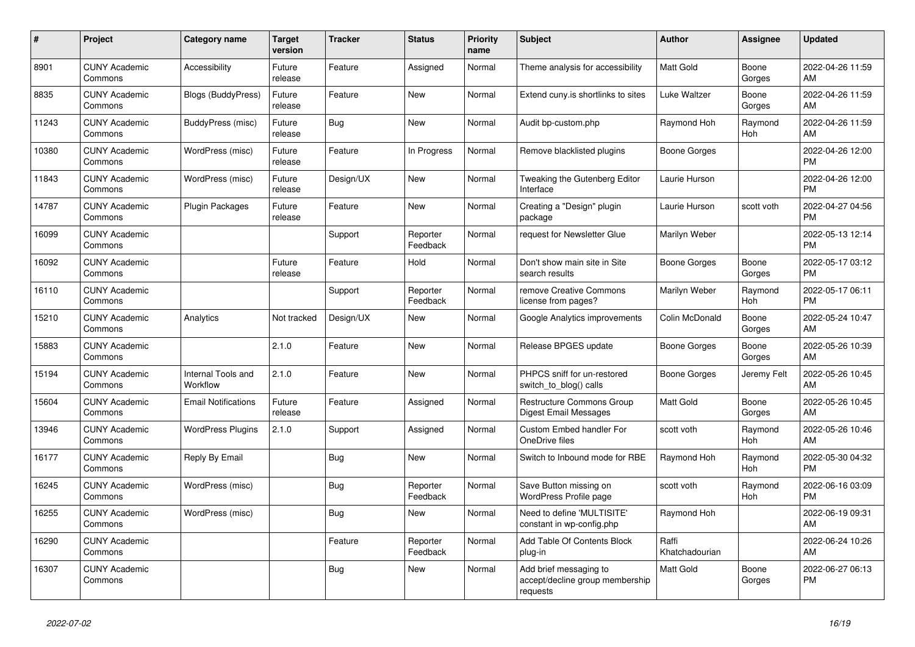| # | Project | Category name | Target version | Tracker | Status | Priority name | Subject | Author | Assignee | Updated |
|---|---|---|---|---|---|---|---|---|---|---|
| 8901 | CUNY Academic Commons | Accessibility | Future release | Feature | Assigned | Normal | Theme analysis for accessibility | Matt Gold | Boone Gorges | 2022-04-26 11:59 AM |
| 8835 | CUNY Academic Commons | Blogs (BuddyPress) | Future release | Feature | New | Normal | Extend cuny.is shortlinks to sites | Luke Waltzer | Boone Gorges | 2022-04-26 11:59 AM |
| 11243 | CUNY Academic Commons | BuddyPress (misc) | Future release | Bug | New | Normal | Audit bp-custom.php | Raymond Hoh | Raymond Hoh | 2022-04-26 11:59 AM |
| 10380 | CUNY Academic Commons | WordPress (misc) | Future release | Feature | In Progress | Normal | Remove blacklisted plugins | Boone Gorges | | 2022-04-26 12:00 PM |
| 11843 | CUNY Academic Commons | WordPress (misc) | Future release | Design/UX | New | Normal | Tweaking the Gutenberg Editor Interface | Laurie Hurson | | 2022-04-26 12:00 PM |
| 14787 | CUNY Academic Commons | Plugin Packages | Future release | Feature | New | Normal | Creating a "Design" plugin package | Laurie Hurson | scott voth | 2022-04-27 04:56 PM |
| 16099 | CUNY Academic Commons | | | Support | Reporter Feedback | Normal | request for Newsletter Glue | Marilyn Weber | | 2022-05-13 12:14 PM |
| 16092 | CUNY Academic Commons | | Future release | Feature | Hold | Normal | Don't show main site in Site search results | Boone Gorges | Boone Gorges | 2022-05-17 03:12 PM |
| 16110 | CUNY Academic Commons | | | Support | Reporter Feedback | Normal | remove Creative Commons license from pages? | Marilyn Weber | Raymond Hoh | 2022-05-17 06:11 PM |
| 15210 | CUNY Academic Commons | Analytics | Not tracked | Design/UX | New | Normal | Google Analytics improvements | Colin McDonald | Boone Gorges | 2022-05-24 10:47 AM |
| 15883 | CUNY Academic Commons | | 2.1.0 | Feature | New | Normal | Release BPGES update | Boone Gorges | Boone Gorges | 2022-05-26 10:39 AM |
| 15194 | CUNY Academic Commons | Internal Tools and Workflow | 2.1.0 | Feature | New | Normal | PHPCS sniff for un-restored switch_to_blog() calls | Boone Gorges | Jeremy Felt | 2022-05-26 10:45 AM |
| 15604 | CUNY Academic Commons | Email Notifications | Future release | Feature | Assigned | Normal | Restructure Commons Group Digest Email Messages | Matt Gold | Boone Gorges | 2022-05-26 10:45 AM |
| 13946 | CUNY Academic Commons | WordPress Plugins | 2.1.0 | Support | Assigned | Normal | Custom Embed handler For OneDrive files | scott voth | Raymond Hoh | 2022-05-26 10:46 AM |
| 16177 | CUNY Academic Commons | Reply By Email | | Bug | New | Normal | Switch to Inbound mode for RBE | Raymond Hoh | Raymond Hoh | 2022-05-30 04:32 PM |
| 16245 | CUNY Academic Commons | WordPress (misc) | | Bug | Reporter Feedback | Normal | Save Button missing on WordPress Profile page | scott voth | Raymond Hoh | 2022-06-16 03:09 PM |
| 16255 | CUNY Academic Commons | WordPress (misc) | | Bug | New | Normal | Need to define 'MULTISITE' constant in wp-config.php | Raymond Hoh | | 2022-06-19 09:31 AM |
| 16290 | CUNY Academic Commons | | | Feature | Reporter Feedback | Normal | Add Table Of Contents Block plug-in | Raffi Khatchadourian | | 2022-06-24 10:26 AM |
| 16307 | CUNY Academic Commons | | | Bug | New | Normal | Add brief messaging to accept/decline group membership requests | Matt Gold | Boone Gorges | 2022-06-27 06:13 PM |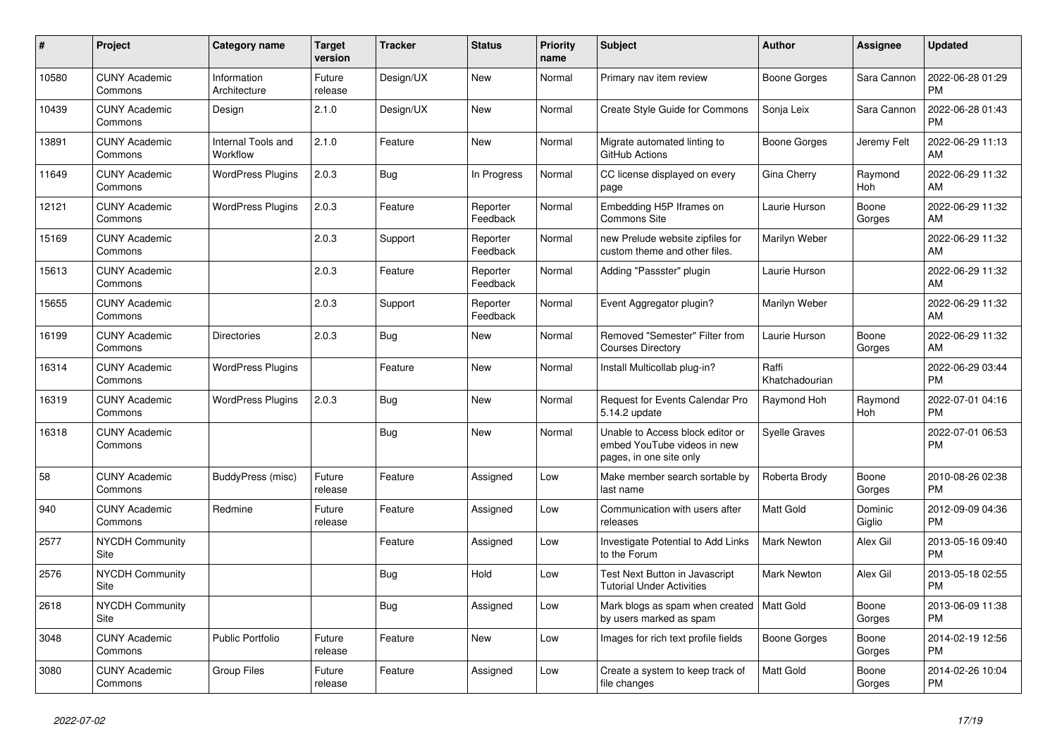| # | Project | Category name | Target version | Tracker | Status | Priority name | Subject | Author | Assignee | Updated |
|---|---|---|---|---|---|---|---|---|---|---|
| 10580 | CUNY Academic Commons | Information Architecture | Future release | Design/UX | New | Normal | Primary nav item review | Boone Gorges | Sara Cannon | 2022-06-28 01:29 PM |
| 10439 | CUNY Academic Commons | Design | 2.1.0 | Design/UX | New | Normal | Create Style Guide for Commons | Sonja Leix | Sara Cannon | 2022-06-28 01:43 PM |
| 13891 | CUNY Academic Commons | Internal Tools and Workflow | 2.1.0 | Feature | New | Normal | Migrate automated linting to GitHub Actions | Boone Gorges | Jeremy Felt | 2022-06-29 11:13 AM |
| 11649 | CUNY Academic Commons | WordPress Plugins | 2.0.3 | Bug | In Progress | Normal | CC license displayed on every page | Gina Cherry | Raymond Hoh | 2022-06-29 11:32 AM |
| 12121 | CUNY Academic Commons | WordPress Plugins | 2.0.3 | Feature | Reporter Feedback | Normal | Embedding H5P Iframes on Commons Site | Laurie Hurson | Boone Gorges | 2022-06-29 11:32 AM |
| 15169 | CUNY Academic Commons | | 2.0.3 | Support | Reporter Feedback | Normal | new Prelude website zipfiles for custom theme and other files. | Marilyn Weber | | 2022-06-29 11:32 AM |
| 15613 | CUNY Academic Commons | | 2.0.3 | Feature | Reporter Feedback | Normal | Adding "Passster" plugin | Laurie Hurson | | 2022-06-29 11:32 AM |
| 15655 | CUNY Academic Commons | | 2.0.3 | Support | Reporter Feedback | Normal | Event Aggregator plugin? | Marilyn Weber | | 2022-06-29 11:32 AM |
| 16199 | CUNY Academic Commons | Directories | 2.0.3 | Bug | New | Normal | Removed "Semester" Filter from Courses Directory | Laurie Hurson | Boone Gorges | 2022-06-29 11:32 AM |
| 16314 | CUNY Academic Commons | WordPress Plugins | | Feature | New | Normal | Install Multicollab plug-in? | Raffi Khatchadourian | | 2022-06-29 03:44 PM |
| 16319 | CUNY Academic Commons | WordPress Plugins | 2.0.3 | Bug | New | Normal | Request for Events Calendar Pro 5.14.2 update | Raymond Hoh | Raymond Hoh | 2022-07-01 04:16 PM |
| 16318 | CUNY Academic Commons | | | Bug | New | Normal | Unable to Access block editor or embed YouTube videos in new pages, in one site only | Syelle Graves | | 2022-07-01 06:53 PM |
| 58 | CUNY Academic Commons | BuddyPress (misc) | Future release | Feature | Assigned | Low | Make member search sortable by last name | Roberta Brody | Boone Gorges | 2010-08-26 02:38 PM |
| 940 | CUNY Academic Commons | Redmine | Future release | Feature | Assigned | Low | Communication with users after releases | Matt Gold | Dominic Giglio | 2012-09-09 04:36 PM |
| 2577 | NYCDH Community Site | | | Feature | Assigned | Low | Investigate Potential to Add Links to the Forum | Mark Newton | Alex Gil | 2013-05-16 09:40 PM |
| 2576 | NYCDH Community Site | | | Bug | Hold | Low | Test Next Button in Javascript Tutorial Under Activities | Mark Newton | Alex Gil | 2013-05-18 02:55 PM |
| 2618 | NYCDH Community Site | | | Bug | Assigned | Low | Mark blogs as spam when created by users marked as spam | Matt Gold | Boone Gorges | 2013-06-09 11:38 PM |
| 3048 | CUNY Academic Commons | Public Portfolio | Future release | Feature | New | Low | Images for rich text profile fields | Boone Gorges | Boone Gorges | 2014-02-19 12:56 PM |
| 3080 | CUNY Academic Commons | Group Files | Future release | Feature | Assigned | Low | Create a system to keep track of file changes | Matt Gold | Boone Gorges | 2014-02-26 10:04 PM |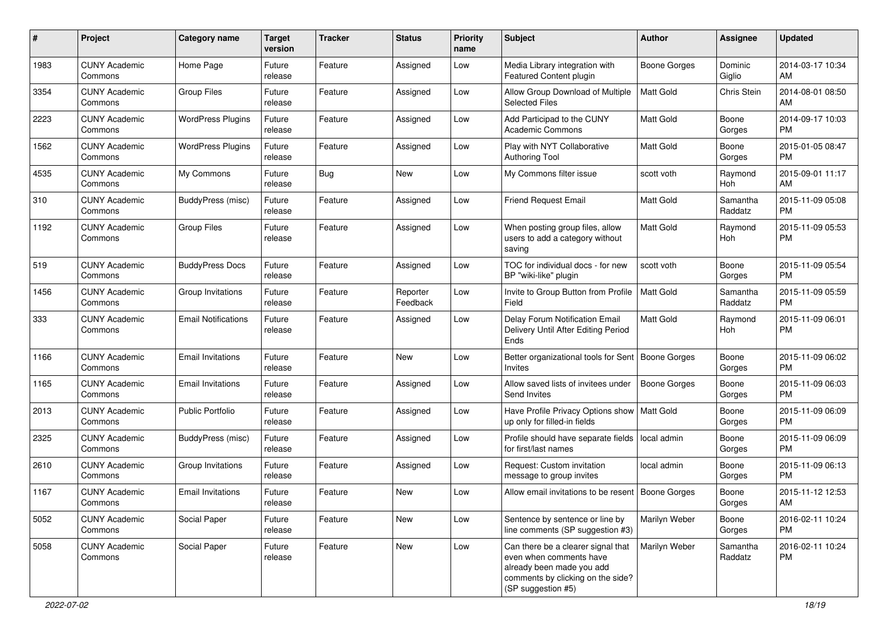| # | Project | Category name | Target version | Tracker | Status | Priority name | Subject | Author | Assignee | Updated |
|---|---|---|---|---|---|---|---|---|---|---|
| 1983 | CUNY Academic Commons | Home Page | Future release | Feature | Assigned | Low | Media Library integration with Featured Content plugin | Boone Gorges | Dominic Giglio | 2014-03-17 10:34 AM |
| 3354 | CUNY Academic Commons | Group Files | Future release | Feature | Assigned | Low | Allow Group Download of Multiple Selected Files | Matt Gold | Chris Stein | 2014-08-01 08:50 AM |
| 2223 | CUNY Academic Commons | WordPress Plugins | Future release | Feature | Assigned | Low | Add Participad to the CUNY Academic Commons | Matt Gold | Boone Gorges | 2014-09-17 10:03 PM |
| 1562 | CUNY Academic Commons | WordPress Plugins | Future release | Feature | Assigned | Low | Play with NYT Collaborative Authoring Tool | Matt Gold | Boone Gorges | 2015-01-05 08:47 PM |
| 4535 | CUNY Academic Commons | My Commons | Future release | Bug | New | Low | My Commons filter issue | scott voth | Raymond Hoh | 2015-09-01 11:17 AM |
| 310 | CUNY Academic Commons | BuddyPress (misc) | Future release | Feature | Assigned | Low | Friend Request Email | Matt Gold | Samantha Raddatz | 2015-11-09 05:08 PM |
| 1192 | CUNY Academic Commons | Group Files | Future release | Feature | Assigned | Low | When posting group files, allow users to add a category without saving | Matt Gold | Raymond Hoh | 2015-11-09 05:53 PM |
| 519 | CUNY Academic Commons | BuddyPress Docs | Future release | Feature | Assigned | Low | TOC for individual docs - for new BP "wiki-like" plugin | scott voth | Boone Gorges | 2015-11-09 05:54 PM |
| 1456 | CUNY Academic Commons | Group Invitations | Future release | Feature | Reporter Feedback | Low | Invite to Group Button from Profile Field | Matt Gold | Samantha Raddatz | 2015-11-09 05:59 PM |
| 333 | CUNY Academic Commons | Email Notifications | Future release | Feature | Assigned | Low | Delay Forum Notification Email Delivery Until After Editing Period Ends | Matt Gold | Raymond Hoh | 2015-11-09 06:01 PM |
| 1166 | CUNY Academic Commons | Email Invitations | Future release | Feature | New | Low | Better organizational tools for Sent Invites | Boone Gorges | Boone Gorges | 2015-11-09 06:02 PM |
| 1165 | CUNY Academic Commons | Email Invitations | Future release | Feature | Assigned | Low | Allow saved lists of invitees under Send Invites | Boone Gorges | Boone Gorges | 2015-11-09 06:03 PM |
| 2013 | CUNY Academic Commons | Public Portfolio | Future release | Feature | Assigned | Low | Have Profile Privacy Options show up only for filled-in fields | Matt Gold | Boone Gorges | 2015-11-09 06:09 PM |
| 2325 | CUNY Academic Commons | BuddyPress (misc) | Future release | Feature | Assigned | Low | Profile should have separate fields for first/last names | local admin | Boone Gorges | 2015-11-09 06:09 PM |
| 2610 | CUNY Academic Commons | Group Invitations | Future release | Feature | Assigned | Low | Request: Custom invitation message to group invites | local admin | Boone Gorges | 2015-11-09 06:13 PM |
| 1167 | CUNY Academic Commons | Email Invitations | Future release | Feature | New | Low | Allow email invitations to be resent | Boone Gorges | Boone Gorges | 2015-11-12 12:53 AM |
| 5052 | CUNY Academic Commons | Social Paper | Future release | Feature | New | Low | Sentence by sentence or line by line comments (SP suggestion #3) | Marilyn Weber | Boone Gorges | 2016-02-11 10:24 PM |
| 5058 | CUNY Academic Commons | Social Paper | Future release | Feature | New | Low | Can there be a clearer signal that even when comments have already been made you add comments by clicking on the side? (SP suggestion #5) | Marilyn Weber | Samantha Raddatz | 2016-02-11 10:24 PM |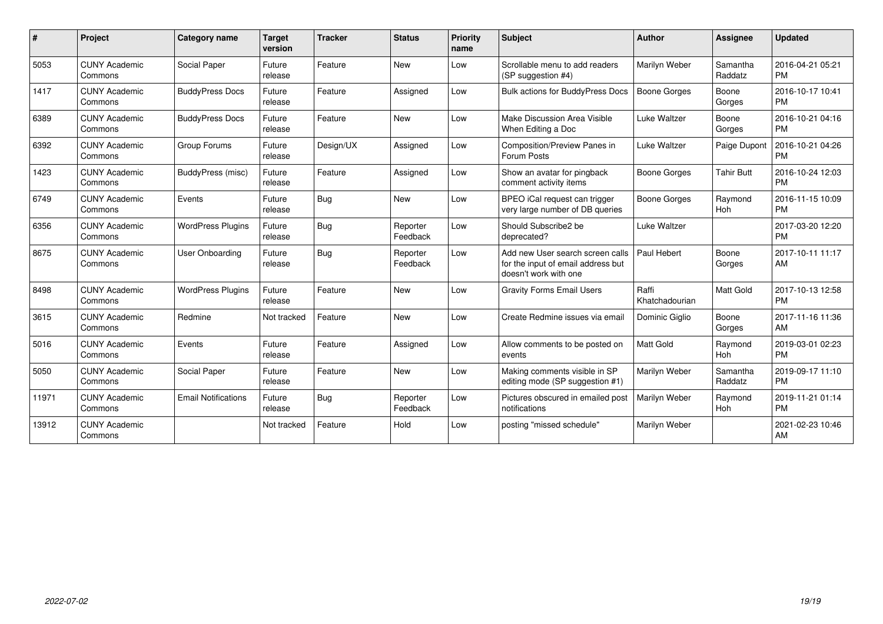| # | Project | Category name | Target version | Tracker | Status | Priority name | Subject | Author | Assignee | Updated |
|---|---|---|---|---|---|---|---|---|---|---|
| 5053 | CUNY Academic Commons | Social Paper | Future release | Feature | New | Low | Scrollable menu to add readers (SP suggestion #4) | Marilyn Weber | Samantha Raddatz | 2016-04-21 05:21 PM |
| 1417 | CUNY Academic Commons | BuddyPress Docs | Future release | Feature | Assigned | Low | Bulk actions for BuddyPress Docs | Boone Gorges | Boone Gorges | 2016-10-17 10:41 PM |
| 6389 | CUNY Academic Commons | BuddyPress Docs | Future release | Feature | New | Low | Make Discussion Area Visible When Editing a Doc | Luke Waltzer | Boone Gorges | 2016-10-21 04:16 PM |
| 6392 | CUNY Academic Commons | Group Forums | Future release | Design/UX | Assigned | Low | Composition/Preview Panes in Forum Posts | Luke Waltzer | Paige Dupont | 2016-10-21 04:26 PM |
| 1423 | CUNY Academic Commons | BuddyPress (misc) | Future release | Feature | Assigned | Low | Show an avatar for pingback comment activity items | Boone Gorges | Tahir Butt | 2016-10-24 12:03 PM |
| 6749 | CUNY Academic Commons | Events | Future release | Bug | New | Low | BPEO iCal request can trigger very large number of DB queries | Boone Gorges | Raymond Hoh | 2016-11-15 10:09 PM |
| 6356 | CUNY Academic Commons | WordPress Plugins | Future release | Bug | Reporter Feedback | Low | Should Subscribe2 be deprecated? | Luke Waltzer | | 2017-03-20 12:20 PM |
| 8675 | CUNY Academic Commons | User Onboarding | Future release | Bug | Reporter Feedback | Low | Add new User search screen calls for the input of email address but doesn't work with one | Paul Hebert | Boone Gorges | 2017-10-11 11:17 AM |
| 8498 | CUNY Academic Commons | WordPress Plugins | Future release | Feature | New | Low | Gravity Forms Email Users | Raffi Khatchadourian | Matt Gold | 2017-10-13 12:58 PM |
| 3615 | CUNY Academic Commons | Redmine | Not tracked | Feature | New | Low | Create Redmine issues via email | Dominic Giglio | Boone Gorges | 2017-11-16 11:36 AM |
| 5016 | CUNY Academic Commons | Events | Future release | Feature | Assigned | Low | Allow comments to be posted on events | Matt Gold | Raymond Hoh | 2019-03-01 02:23 PM |
| 5050 | CUNY Academic Commons | Social Paper | Future release | Feature | New | Low | Making comments visible in SP editing mode (SP suggestion #1) | Marilyn Weber | Samantha Raddatz | 2019-09-17 11:10 PM |
| 11971 | CUNY Academic Commons | Email Notifications | Future release | Bug | Reporter Feedback | Low | Pictures obscured in emailed post notifications | Marilyn Weber | Raymond Hoh | 2019-11-21 01:14 PM |
| 13912 | CUNY Academic Commons | | Not tracked | Feature | Hold | Low | posting "missed schedule" | Marilyn Weber | | 2021-02-23 10:46 AM |